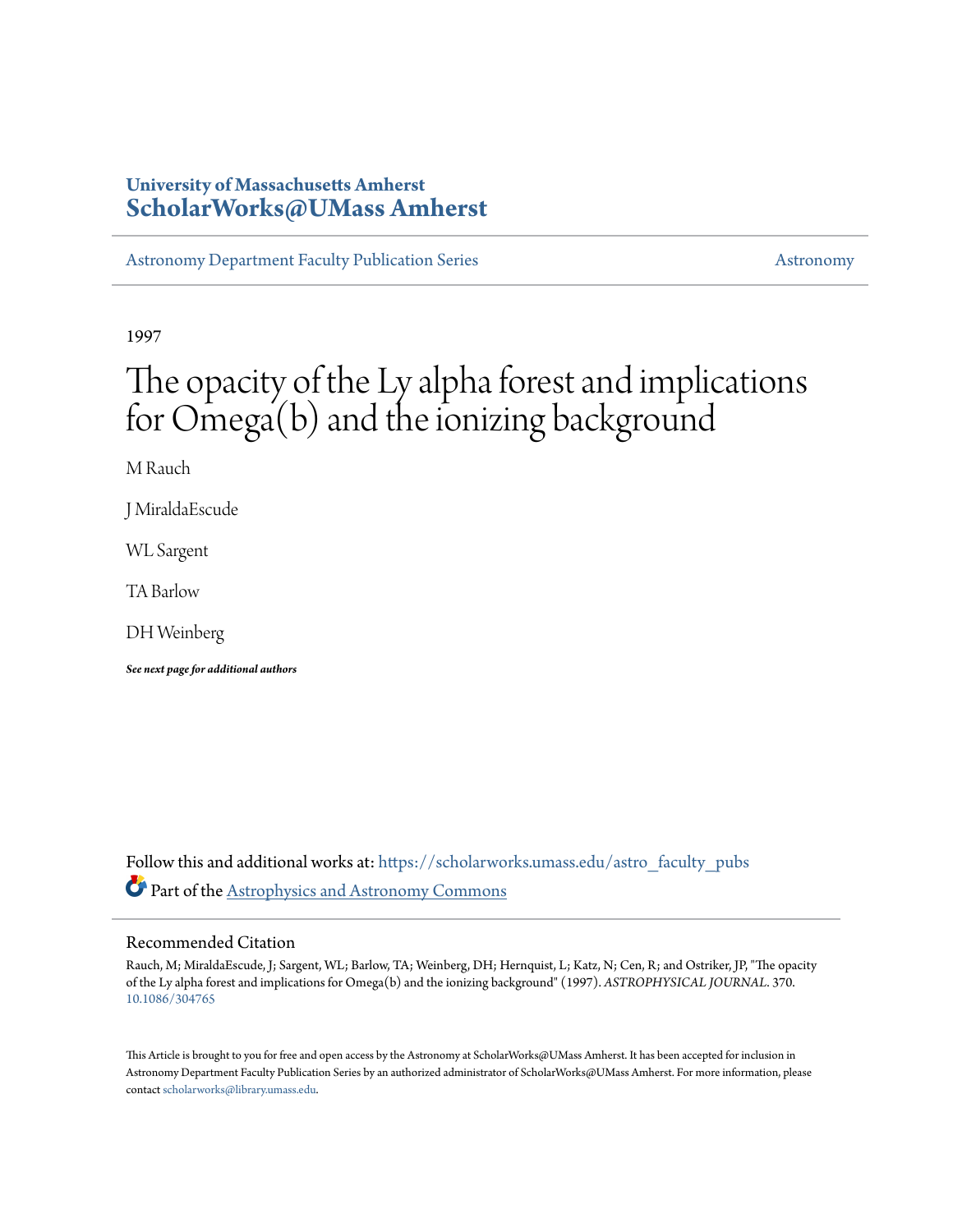University of Massachusetts Amherst
**ScholarWorks@UMass Amherst**

Astronomy Department Faculty Publication Series — Astronomy

1997

# The opacity of the Ly alpha forest and implications for Omega(b) and the ionizing background

M Rauch

J MiraldaEscude

WL Sargent

TA Barlow

DH Weinberg

***See next page for additional authors***

Follow this and additional works at: https://scholarworks.umass.edu/astro_faculty_pubs

Part of the Astrophysics and Astronomy Commons

## Recommended Citation

Rauch, M; MiraldaEscude, J; Sargent, WL; Barlow, TA; Weinberg, DH; Hernquist, L; Katz, N; Cen, R; and Ostriker, JP, "The opacity of the Ly alpha forest and implications for Omega(b) and the ionizing background" (1997). *ASTROPHYSICAL JOURNAL*. 370.
10.1086/304765

This Article is brought to you for free and open access by the Astronomy at ScholarWorks@UMass Amherst. It has been accepted for inclusion in Astronomy Department Faculty Publication Series by an authorized administrator of ScholarWorks@UMass Amherst. For more information, please contact scholarworks@library.umass.edu.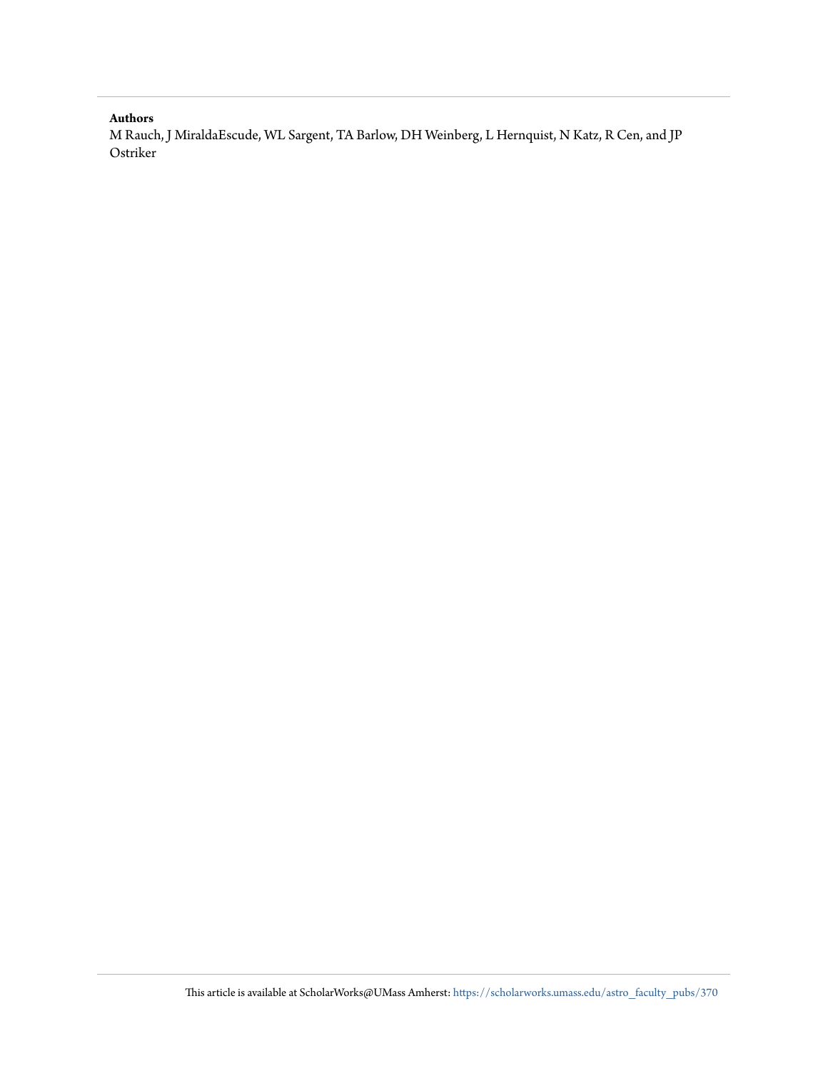**Authors**

M Rauch, J MiraldaEscude, WL Sargent, TA Barlow, DH Weinberg, L Hernquist, N Katz, R Cen, and JP Ostriker

This article is available at ScholarWorks@UMass Amherst: https://scholarworks.umass.edu/astro_faculty_pubs/370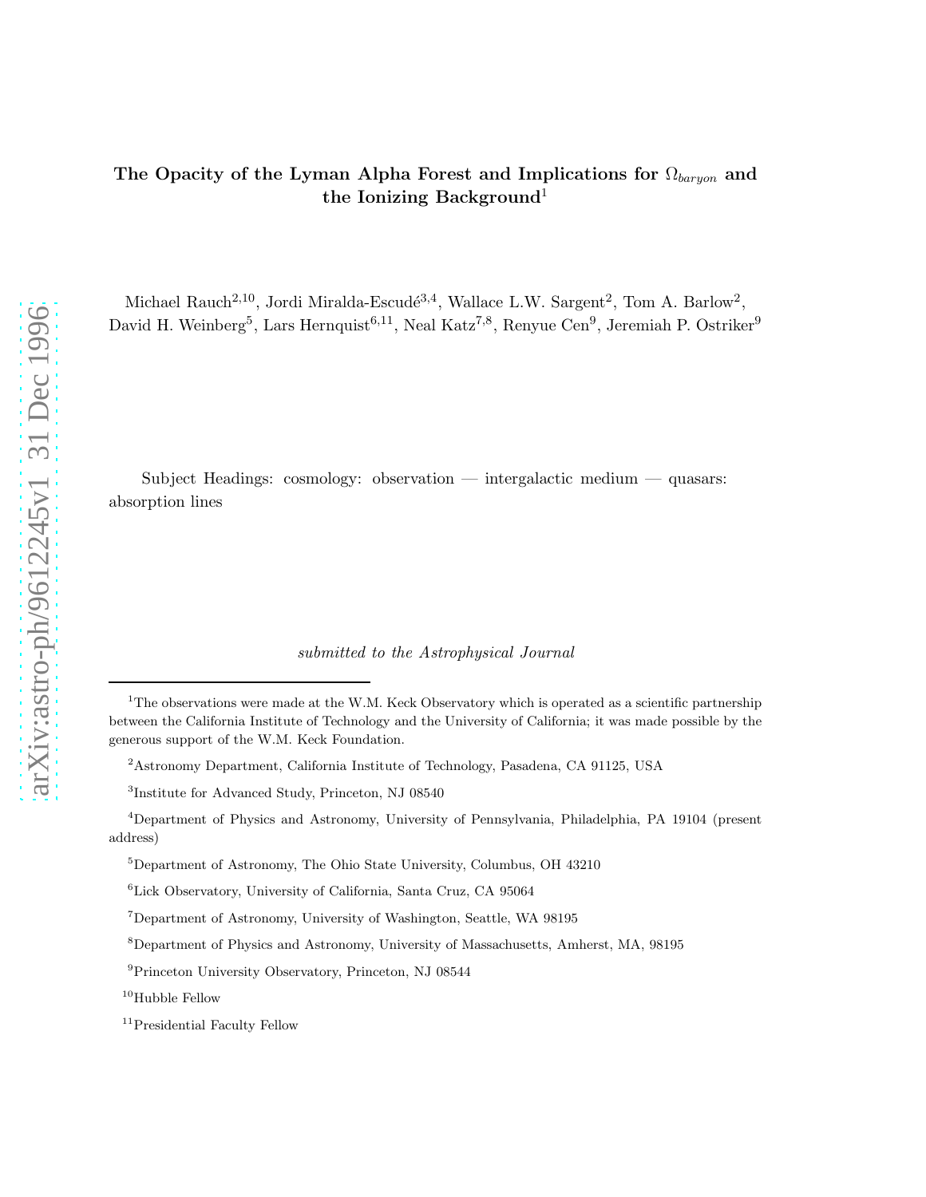# The Opacity of the Lyman Alpha Forest and Implications for $\Omega_{baryon}$ and the Ionizing Background[1]

Michael Rauch[2,10], Jordi Miralda-Escudé[3,4], Wallace L.W. Sargent[2], Tom A. Barlow[2], David H. Weinberg[5], Lars Hernquist[6,11], Neal Katz[7,8], Renyue Cen[9], Jeremiah P. Ostriker[9]

Subject Headings: cosmology: observation — intergalactic medium — quasars: absorption lines

*submitted to the Astrophysical Journal*

---

[1]The observations were made at the W.M. Keck Observatory which is operated as a scientific partnership between the California Institute of Technology and the University of California; it was made possible by the generous support of the W.M. Keck Foundation.

[2]Astronomy Department, California Institute of Technology, Pasadena, CA 91125, USA

[3]Institute for Advanced Study, Princeton, NJ 08540

[4]Department of Physics and Astronomy, University of Pennsylvania, Philadelphia, PA 19104 (present address)

[5]Department of Astronomy, The Ohio State University, Columbus, OH 43210

[6]Lick Observatory, University of California, Santa Cruz, CA 95064

[7]Department of Astronomy, University of Washington, Seattle, WA 98195

[8]Department of Physics and Astronomy, University of Massachusetts, Amherst, MA, 98195

[9]Princeton University Observatory, Princeton, NJ 08544

[10]Hubble Fellow

[11]Presidential Faculty Fellow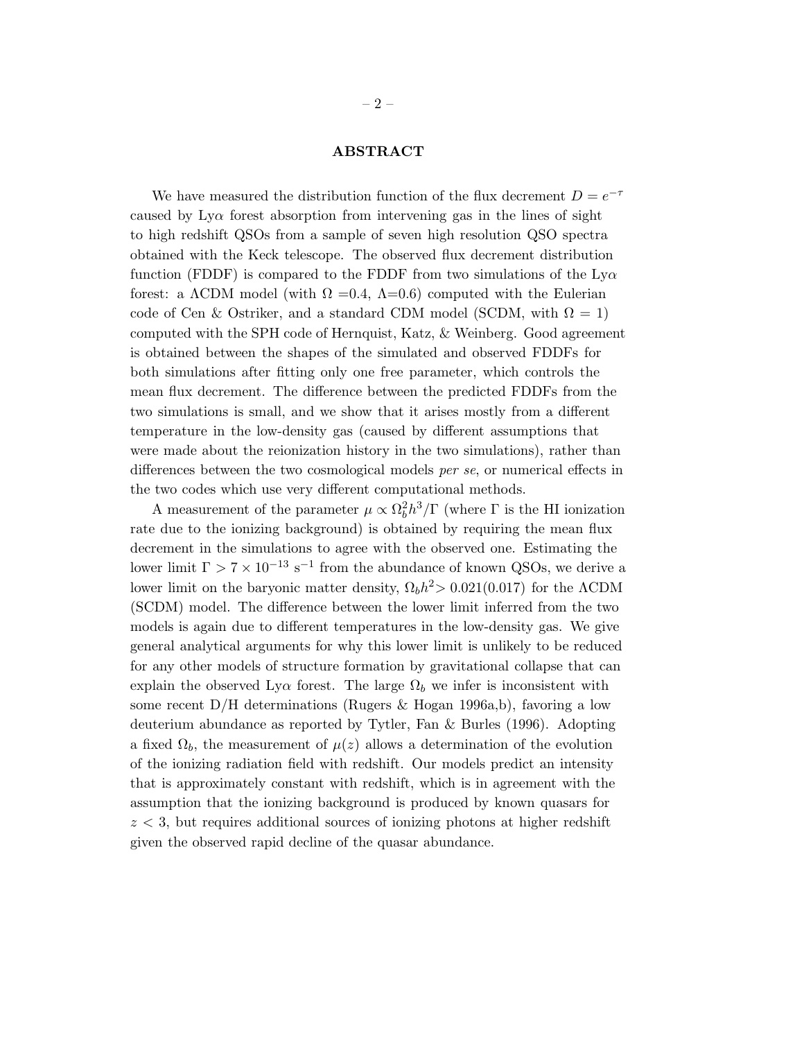## ABSTRACT

We have measured the distribution function of the flux decrement $D = e^{-\tau}$ caused by Ly$\alpha$ forest absorption from intervening gas in the lines of sight to high redshift QSOs from a sample of seven high resolution QSO spectra obtained with the Keck telescope. The observed flux decrement distribution function (FDDF) is compared to the FDDF from two simulations of the Ly$\alpha$ forest: a $\Lambda$CDM model (with $\Omega$ =0.4, $\Lambda$=0.6) computed with the Eulerian code of Cen & Ostriker, and a standard CDM model (SCDM, with $\Omega = 1$) computed with the SPH code of Hernquist, Katz, & Weinberg. Good agreement is obtained between the shapes of the simulated and observed FDDFs for both simulations after fitting only one free parameter, which controls the mean flux decrement. The difference between the predicted FDDFs from the two simulations is small, and we show that it arises mostly from a different temperature in the low-density gas (caused by different assumptions that were made about the reionization history in the two simulations), rather than differences between the two cosmological models *per se*, or numerical effects in the two codes which use very different computational methods.

A measurement of the parameter $\mu \propto \Omega_b^2 h^3/\Gamma$ (where $\Gamma$ is the HI ionization rate due to the ionizing background) is obtained by requiring the mean flux decrement in the simulations to agree with the observed one. Estimating the lower limit $\Gamma > 7 \times 10^{-13}$ s$^{-1}$ from the abundance of known QSOs, we derive a lower limit on the baryonic matter density, $\Omega_b h^2 > 0.021(0.017)$ for the $\Lambda$CDM (SCDM) model. The difference between the lower limit inferred from the two models is again due to different temperatures in the low-density gas. We give general analytical arguments for why this lower limit is unlikely to be reduced for any other models of structure formation by gravitational collapse that can explain the observed Ly$\alpha$ forest. The large $\Omega_b$ we infer is inconsistent with some recent D/H determinations (Rugers & Hogan 1996a,b), favoring a low deuterium abundance as reported by Tytler, Fan & Burles (1996). Adopting a fixed $\Omega_b$, the measurement of $\mu(z)$ allows a determination of the evolution of the ionizing radiation field with redshift. Our models predict an intensity that is approximately constant with redshift, which is in agreement with the assumption that the ionizing background is produced by known quasars for $z < 3$, but requires additional sources of ionizing photons at higher redshift given the observed rapid decline of the quasar abundance.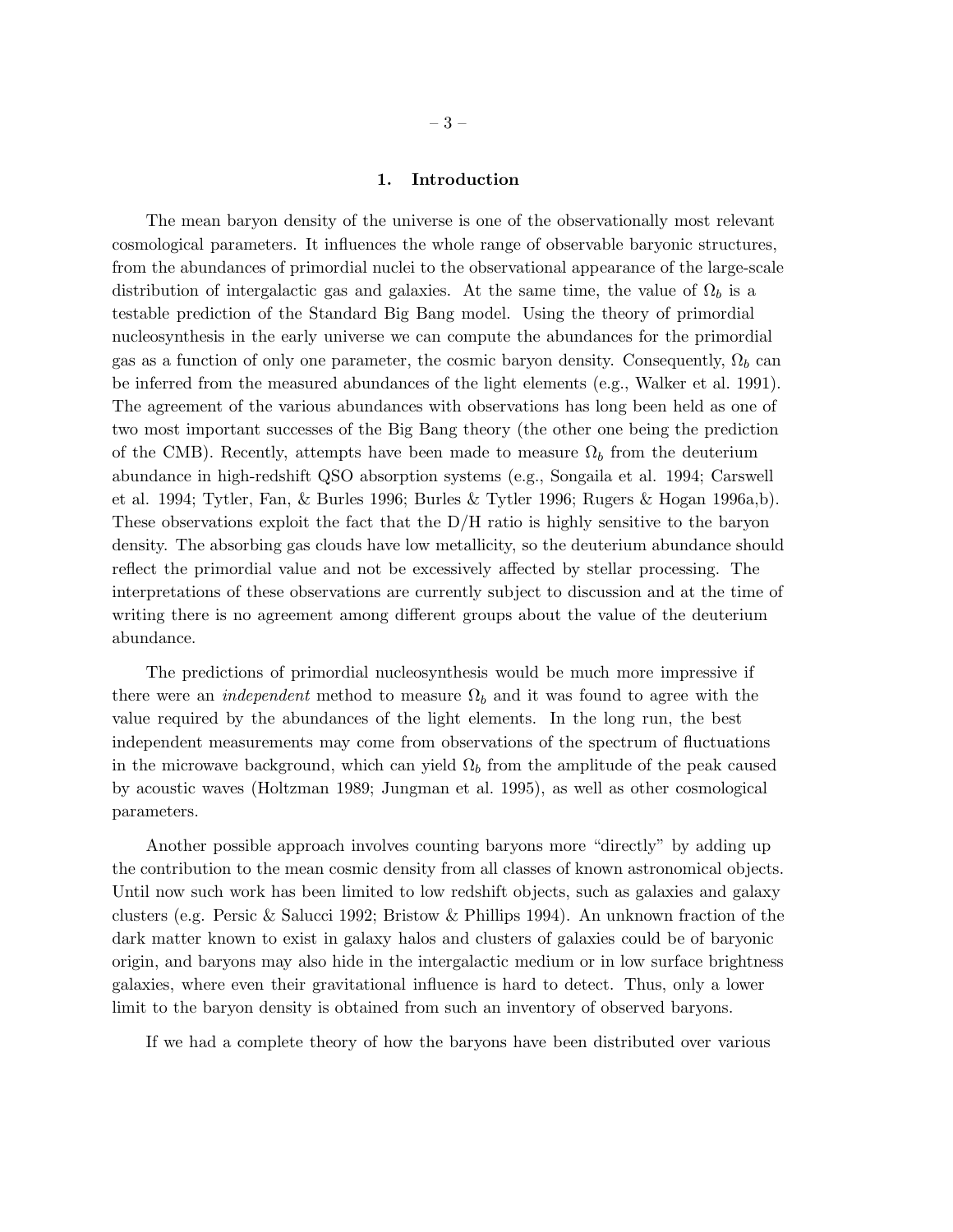## 1. Introduction

The mean baryon density of the universe is one of the observationally most relevant cosmological parameters. It influences the whole range of observable baryonic structures, from the abundances of primordial nuclei to the observational appearance of the large-scale distribution of intergalactic gas and galaxies. At the same time, the value of $\Omega_b$ is a testable prediction of the Standard Big Bang model. Using the theory of primordial nucleosynthesis in the early universe we can compute the abundances for the primordial gas as a function of only one parameter, the cosmic baryon density. Consequently, $\Omega_b$ can be inferred from the measured abundances of the light elements (e.g., Walker et al. 1991). The agreement of the various abundances with observations has long been held as one of two most important successes of the Big Bang theory (the other one being the prediction of the CMB). Recently, attempts have been made to measure $\Omega_b$ from the deuterium abundance in high-redshift QSO absorption systems (e.g., Songaila et al. 1994; Carswell et al. 1994; Tytler, Fan, & Burles 1996; Burles & Tytler 1996; Rugers & Hogan 1996a,b). These observations exploit the fact that the D/H ratio is highly sensitive to the baryon density. The absorbing gas clouds have low metallicity, so the deuterium abundance should reflect the primordial value and not be excessively affected by stellar processing. The interpretations of these observations are currently subject to discussion and at the time of writing there is no agreement among different groups about the value of the deuterium abundance.

The predictions of primordial nucleosynthesis would be much more impressive if there were an *independent* method to measure $\Omega_b$ and it was found to agree with the value required by the abundances of the light elements. In the long run, the best independent measurements may come from observations of the spectrum of fluctuations in the microwave background, which can yield $\Omega_b$ from the amplitude of the peak caused by acoustic waves (Holtzman 1989; Jungman et al. 1995), as well as other cosmological parameters.

Another possible approach involves counting baryons more "directly" by adding up the contribution to the mean cosmic density from all classes of known astronomical objects. Until now such work has been limited to low redshift objects, such as galaxies and galaxy clusters (e.g. Persic & Salucci 1992; Bristow & Phillips 1994). An unknown fraction of the dark matter known to exist in galaxy halos and clusters of galaxies could be of baryonic origin, and baryons may also hide in the intergalactic medium or in low surface brightness galaxies, where even their gravitational influence is hard to detect. Thus, only a lower limit to the baryon density is obtained from such an inventory of observed baryons.

If we had a complete theory of how the baryons have been distributed over various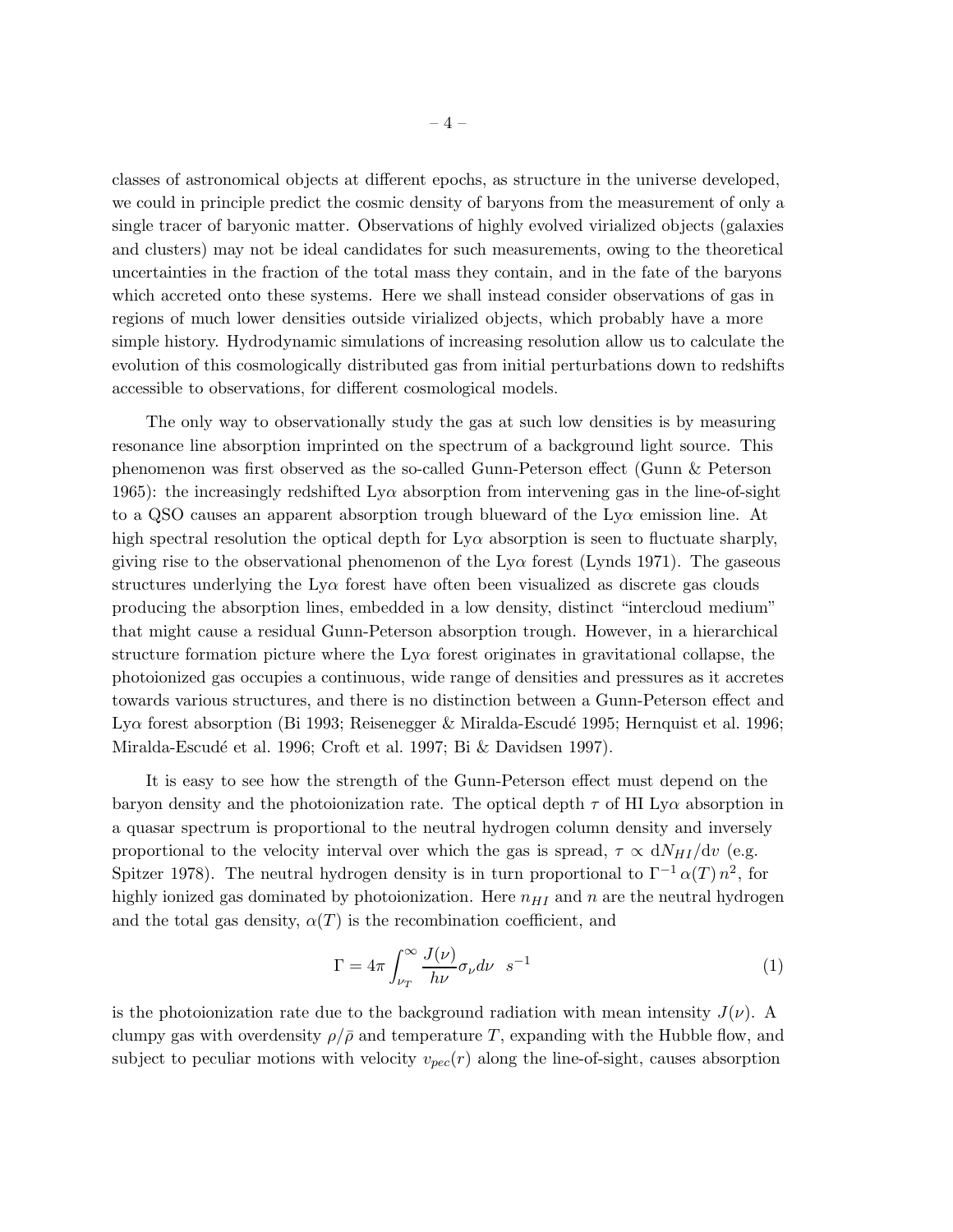classes of astronomical objects at different epochs, as structure in the universe developed, we could in principle predict the cosmic density of baryons from the measurement of only a single tracer of baryonic matter. Observations of highly evolved virialized objects (galaxies and clusters) may not be ideal candidates for such measurements, owing to the theoretical uncertainties in the fraction of the total mass they contain, and in the fate of the baryons which accreted onto these systems. Here we shall instead consider observations of gas in regions of much lower densities outside virialized objects, which probably have a more simple history. Hydrodynamic simulations of increasing resolution allow us to calculate the evolution of this cosmologically distributed gas from initial perturbations down to redshifts accessible to observations, for different cosmological models.

The only way to observationally study the gas at such low densities is by measuring resonance line absorption imprinted on the spectrum of a background light source. This phenomenon was first observed as the so-called Gunn-Peterson effect (Gunn & Peterson 1965): the increasingly redshifted Ly$\alpha$ absorption from intervening gas in the line-of-sight to a QSO causes an apparent absorption trough blueward of the Ly$\alpha$ emission line. At high spectral resolution the optical depth for Ly$\alpha$ absorption is seen to fluctuate sharply, giving rise to the observational phenomenon of the Ly$\alpha$ forest (Lynds 1971). The gaseous structures underlying the Ly$\alpha$ forest have often been visualized as discrete gas clouds producing the absorption lines, embedded in a low density, distinct "intercloud medium" that might cause a residual Gunn-Peterson absorption trough. However, in a hierarchical structure formation picture where the Ly$\alpha$ forest originates in gravitational collapse, the photoionized gas occupies a continuous, wide range of densities and pressures as it accretes towards various structures, and there is no distinction between a Gunn-Peterson effect and Ly$\alpha$ forest absorption (Bi 1993; Reisenegger & Miralda-Escudé 1995; Hernquist et al. 1996; Miralda-Escudé et al. 1996; Croft et al. 1997; Bi & Davidsen 1997).

It is easy to see how the strength of the Gunn-Peterson effect must depend on the baryon density and the photoionization rate. The optical depth $\tau$ of HI Ly$\alpha$ absorption in a quasar spectrum is proportional to the neutral hydrogen column density and inversely proportional to the velocity interval over which the gas is spread, $\tau \propto \mathrm{d}N_{HI}/\mathrm{d}v$ (e.g. Spitzer 1978). The neutral hydrogen density is in turn proportional to $\Gamma^{-1}\,\alpha(T)\,n^2$, for highly ionized gas dominated by photoionization. Here $n_{HI}$ and $n$ are the neutral hydrogen and the total gas density, $\alpha(T)$ is the recombination coefficient, and

$$\Gamma = 4\pi \int_{\nu_T}^{\infty} \frac{J(\nu)}{h\nu}\sigma_\nu d\nu \quad s^{-1} \tag{1}$$

is the photoionization rate due to the background radiation with mean intensity $J(\nu)$. A clumpy gas with overdensity $\rho/\bar{\rho}$ and temperature $T$, expanding with the Hubble flow, and subject to peculiar motions with velocity $v_{pec}(r)$ along the line-of-sight, causes absorption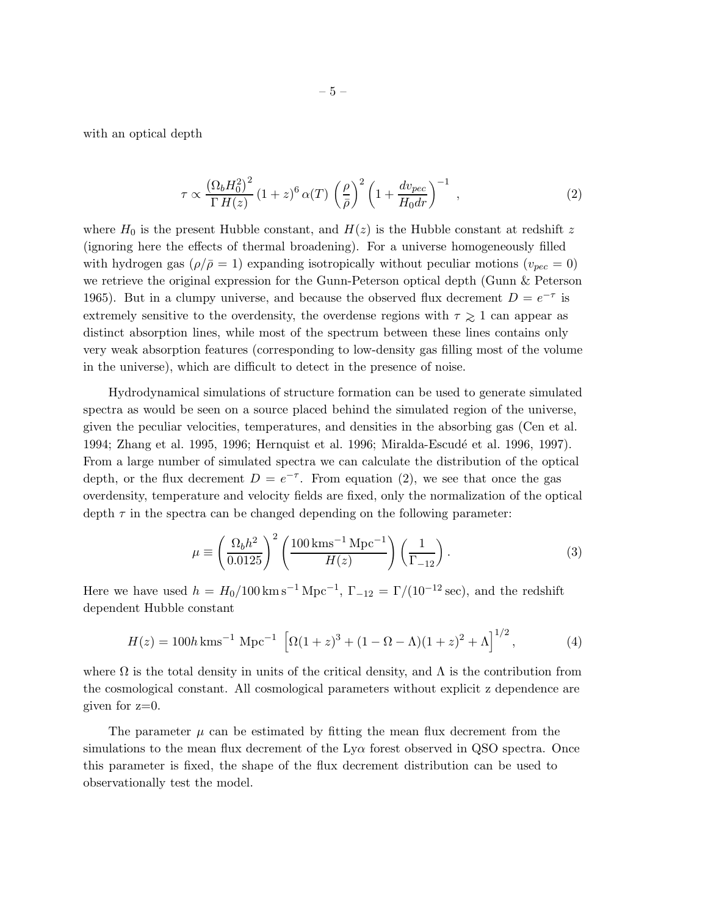with an optical depth

$$\tau \propto \frac{\left(\Omega_b H_0^2\right)^2}{\Gamma\, H(z)} \,(1+z)^6 \,\alpha(T)\, \left(\frac{\rho}{\bar{\rho}}\right)^2 \left(1 + \frac{dv_{pec}}{H_0 dr}\right)^{-1} \ , \tag{2}$$

where $H_0$ is the present Hubble constant, and $H(z)$ is the Hubble constant at redshift $z$ (ignoring here the effects of thermal broadening). For a universe homogeneously filled with hydrogen gas ($\rho/\bar{\rho} = 1$) expanding isotropically without peculiar motions ($v_{pec} = 0$) we retrieve the original expression for the Gunn-Peterson optical depth (Gunn & Peterson 1965). But in a clumpy universe, and because the observed flux decrement $D = e^{-\tau}$ is extremely sensitive to the overdensity, the overdense regions with $\tau \gtrsim 1$ can appear as distinct absorption lines, while most of the spectrum between these lines contains only very weak absorption features (corresponding to low-density gas filling most of the volume in the universe), which are difficult to detect in the presence of noise.

Hydrodynamical simulations of structure formation can be used to generate simulated spectra as would be seen on a source placed behind the simulated region of the universe, given the peculiar velocities, temperatures, and densities in the absorbing gas (Cen et al. 1994; Zhang et al. 1995, 1996; Hernquist et al. 1996; Miralda-Escudé et al. 1996, 1997). From a large number of simulated spectra we can calculate the distribution of the optical depth, or the flux decrement $D = e^{-\tau}$. From equation (2), we see that once the gas overdensity, temperature and velocity fields are fixed, only the normalization of the optical depth $\tau$ in the spectra can be changed depending on the following parameter:

$$\mu \equiv \left(\frac{\Omega_b h^2}{0.0125}\right)^2 \left(\frac{100\,\mathrm{kms^{-1}\,Mpc^{-1}}}{H(z)}\right) \left(\frac{1}{\Gamma_{-12}}\right). \tag{3}$$

Here we have used $h = H_0/100\,\mathrm{km\,s^{-1}\,Mpc^{-1}}$, $\Gamma_{-12} = \Gamma/(10^{-12}\,\mathrm{sec})$, and the redshift dependent Hubble constant

$$H(z) = 100h\,\mathrm{kms^{-1}\ Mpc^{-1}}\ \left[\Omega(1+z)^3 + (1-\Omega-\Lambda)(1+z)^2 + \Lambda\right]^{1/2}, \tag{4}$$

where $\Omega$ is the total density in units of the critical density, and $\Lambda$ is the contribution from the cosmological constant. All cosmological parameters without explicit z dependence are given for z=0.

The parameter $\mu$ can be estimated by fitting the mean flux decrement from the simulations to the mean flux decrement of the Ly$\alpha$ forest observed in QSO spectra. Once this parameter is fixed, the shape of the flux decrement distribution can be used to observationally test the model.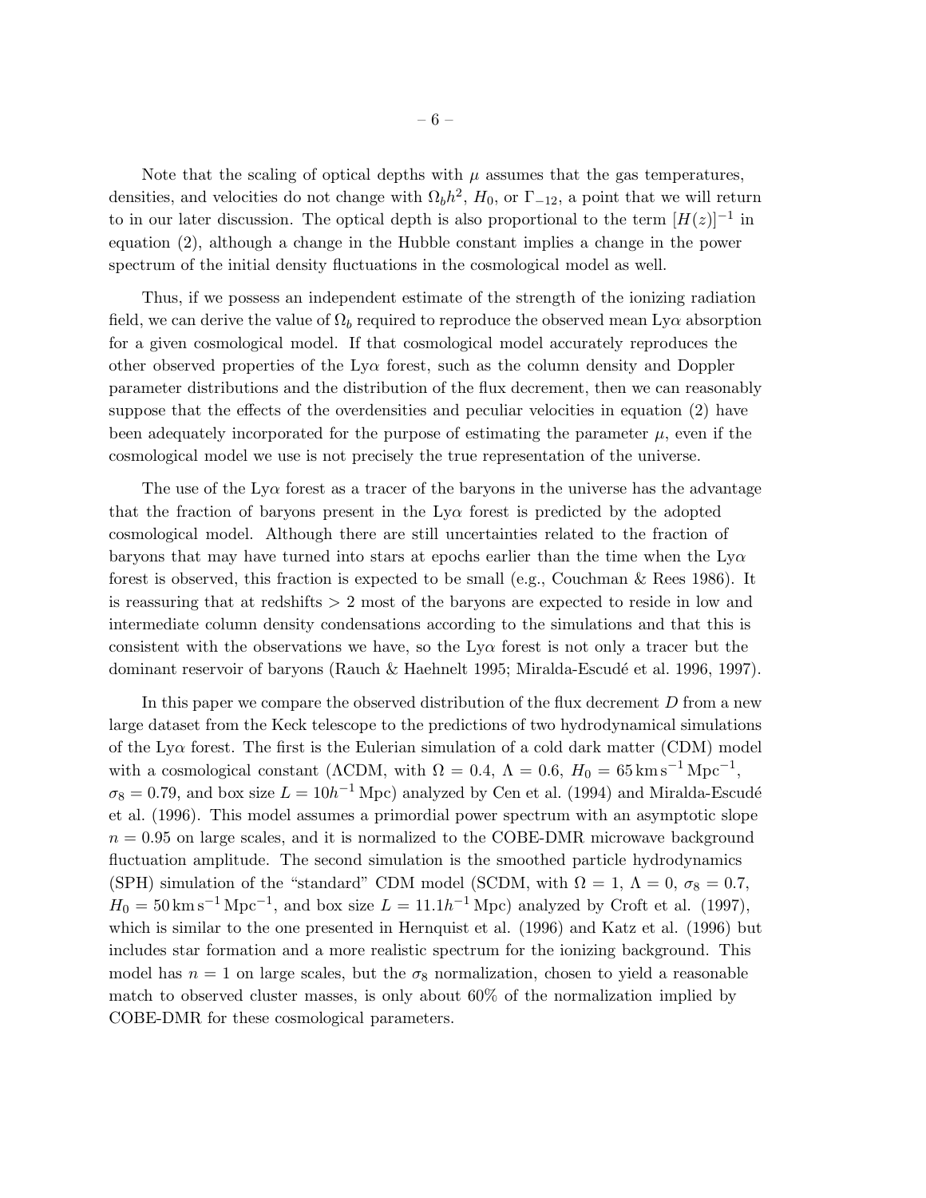Note that the scaling of optical depths with $\mu$ assumes that the gas temperatures, densities, and velocities do not change with $\Omega_b h^2$, $H_0$, or $\Gamma_{-12}$, a point that we will return to in our later discussion. The optical depth is also proportional to the term $[H(z)]^{-1}$ in equation (2), although a change in the Hubble constant implies a change in the power spectrum of the initial density fluctuations in the cosmological model as well.

Thus, if we possess an independent estimate of the strength of the ionizing radiation field, we can derive the value of $\Omega_b$ required to reproduce the observed mean Ly$\alpha$ absorption for a given cosmological model. If that cosmological model accurately reproduces the other observed properties of the Ly$\alpha$ forest, such as the column density and Doppler parameter distributions and the distribution of the flux decrement, then we can reasonably suppose that the effects of the overdensities and peculiar velocities in equation (2) have been adequately incorporated for the purpose of estimating the parameter $\mu$, even if the cosmological model we use is not precisely the true representation of the universe.

The use of the Ly$\alpha$ forest as a tracer of the baryons in the universe has the advantage that the fraction of baryons present in the Ly$\alpha$ forest is predicted by the adopted cosmological model. Although there are still uncertainties related to the fraction of baryons that may have turned into stars at epochs earlier than the time when the Ly$\alpha$ forest is observed, this fraction is expected to be small (e.g., Couchman & Rees 1986). It is reassuring that at redshifts $> 2$ most of the baryons are expected to reside in low and intermediate column density condensations according to the simulations and that this is consistent with the observations we have, so the Ly$\alpha$ forest is not only a tracer but the dominant reservoir of baryons (Rauch & Haehnelt 1995; Miralda-Escudé et al. 1996, 1997).

In this paper we compare the observed distribution of the flux decrement $D$ from a new large dataset from the Keck telescope to the predictions of two hydrodynamical simulations of the Ly$\alpha$ forest. The first is the Eulerian simulation of a cold dark matter (CDM) model with a cosmological constant ($\Lambda$CDM, with $\Omega = 0.4$, $\Lambda = 0.6$, $H_0 = 65\,\mathrm{km\,s^{-1}\,Mpc^{-1}}$, $\sigma_8 = 0.79$, and box size $L = 10h^{-1}\,\mathrm{Mpc}$) analyzed by Cen et al. (1994) and Miralda-Escudé et al. (1996). This model assumes a primordial power spectrum with an asymptotic slope $n = 0.95$ on large scales, and it is normalized to the COBE-DMR microwave background fluctuation amplitude. The second simulation is the smoothed particle hydrodynamics (SPH) simulation of the "standard" CDM model (SCDM, with $\Omega = 1$, $\Lambda = 0$, $\sigma_8 = 0.7$, $H_0 = 50\,\mathrm{km\,s^{-1}\,Mpc^{-1}}$, and box size $L = 11.1h^{-1}\,\mathrm{Mpc}$) analyzed by Croft et al. (1997), which is similar to the one presented in Hernquist et al. (1996) and Katz et al. (1996) but includes star formation and a more realistic spectrum for the ionizing background. This model has $n = 1$ on large scales, but the $\sigma_8$ normalization, chosen to yield a reasonable match to observed cluster masses, is only about 60% of the normalization implied by COBE-DMR for these cosmological parameters.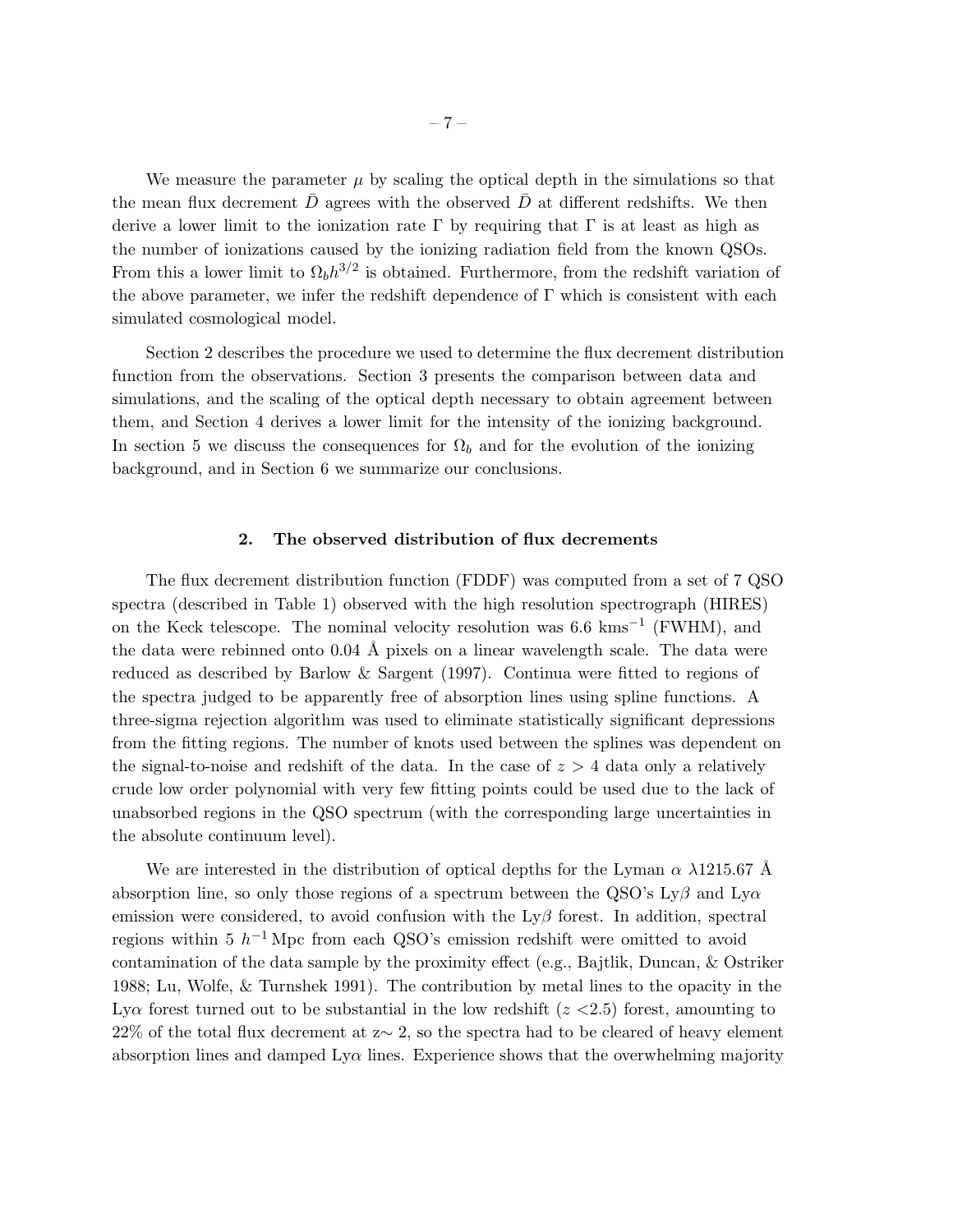We measure the parameter $\mu$ by scaling the optical depth in the simulations so that the mean flux decrement $\bar{D}$ agrees with the observed $\bar{D}$ at different redshifts. We then derive a lower limit to the ionization rate $\Gamma$ by requiring that $\Gamma$ is at least as high as the number of ionizations caused by the ionizing radiation field from the known QSOs. From this a lower limit to $\Omega_b h^{3/2}$ is obtained. Furthermore, from the redshift variation of the above parameter, we infer the redshift dependence of $\Gamma$ which is consistent with each simulated cosmological model.

Section 2 describes the procedure we used to determine the flux decrement distribution function from the observations. Section 3 presents the comparison between data and simulations, and the scaling of the optical depth necessary to obtain agreement between them, and Section 4 derives a lower limit for the intensity of the ionizing background. In section 5 we discuss the consequences for $\Omega_b$ and for the evolution of the ionizing background, and in Section 6 we summarize our conclusions.

## 2. The observed distribution of flux decrements

The flux decrement distribution function (FDDF) was computed from a set of 7 QSO spectra (described in Table 1) observed with the high resolution spectrograph (HIRES) on the Keck telescope. The nominal velocity resolution was 6.6 kms$^{-1}$ (FWHM), and the data were rebinned onto 0.04 Å pixels on a linear wavelength scale. The data were reduced as described by Barlow & Sargent (1997). Continua were fitted to regions of the spectra judged to be apparently free of absorption lines using spline functions. A three-sigma rejection algorithm was used to eliminate statistically significant depressions from the fitting regions. The number of knots used between the splines was dependent on the signal-to-noise and redshift of the data. In the case of $z > 4$ data only a relatively crude low order polynomial with very few fitting points could be used due to the lack of unabsorbed regions in the QSO spectrum (with the corresponding large uncertainties in the absolute continuum level).

We are interested in the distribution of optical depths for the Lyman $\alpha$ $\lambda$1215.67 Å absorption line, so only those regions of a spectrum between the QSO's Ly$\beta$ and Ly$\alpha$ emission were considered, to avoid confusion with the Ly$\beta$ forest. In addition, spectral regions within 5 $h^{-1}$ Mpc from each QSO's emission redshift were omitted to avoid contamination of the data sample by the proximity effect (e.g., Bajtlik, Duncan, & Ostriker 1988; Lu, Wolfe, & Turnshek 1991). The contribution by metal lines to the opacity in the Ly$\alpha$ forest turned out to be substantial in the low redshift ($z$ <2.5) forest, amounting to 22% of the total flux decrement at z$\sim$ 2, so the spectra had to be cleared of heavy element absorption lines and damped Ly$\alpha$ lines. Experience shows that the overwhelming majority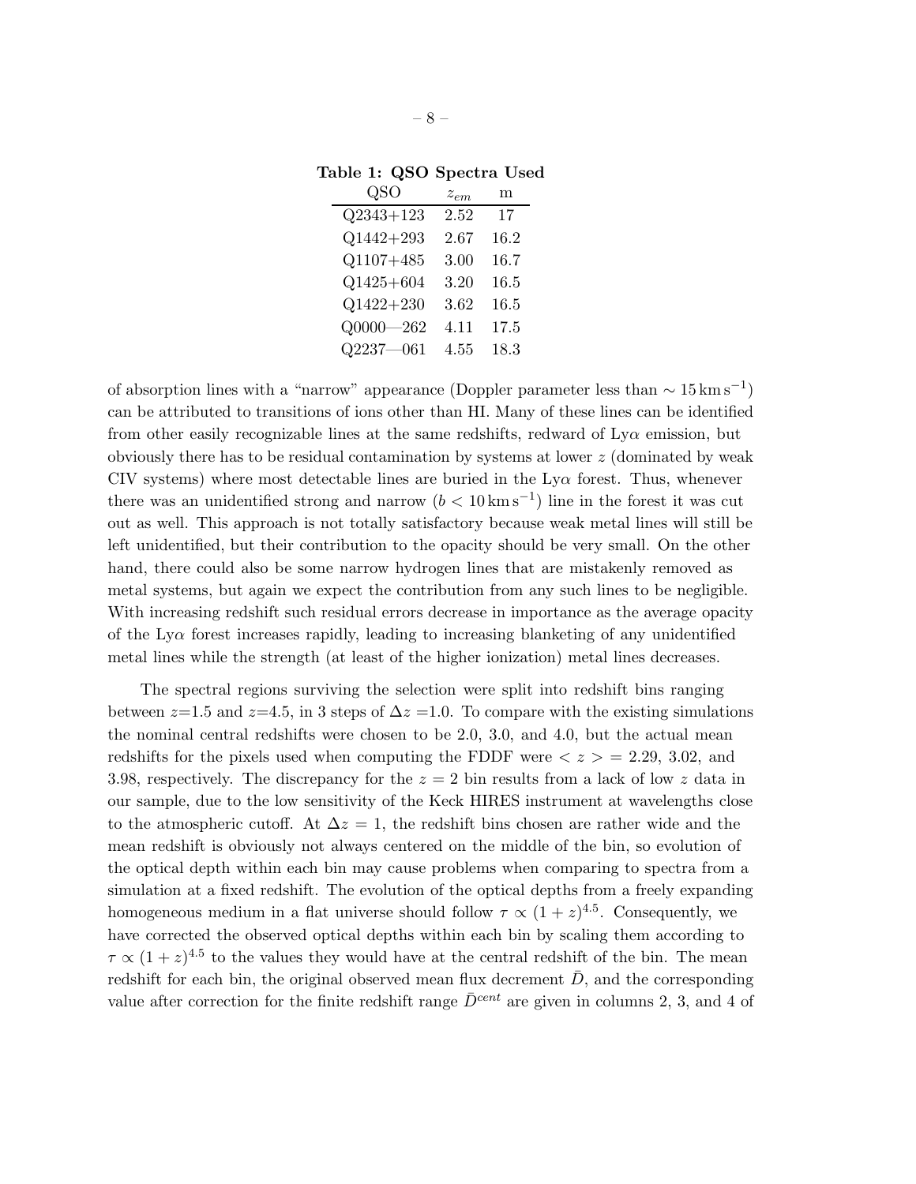**Table 1: QSO Spectra Used**

| QSO | $z_{em}$ | m |
|---|---|---|
| Q2343+123 | 2.52 | 17 |
| Q1442+293 | 2.67 | 16.2 |
| Q1107+485 | 3.00 | 16.7 |
| Q1425+604 | 3.20 | 16.5 |
| Q1422+230 | 3.62 | 16.5 |
| Q0000—262 | 4.11 | 17.5 |
| Q2237—061 | 4.55 | 18.3 |

of absorption lines with a "narrow" appearance (Doppler parameter less than $\sim 15\,\mathrm{km\,s^{-1}}$) can be attributed to transitions of ions other than HI. Many of these lines can be identified from other easily recognizable lines at the same redshifts, redward of Ly$\alpha$ emission, but obviously there has to be residual contamination by systems at lower $z$ (dominated by weak CIV systems) where most detectable lines are buried in the Ly$\alpha$ forest. Thus, whenever there was an unidentified strong and narrow ($b < 10\,\mathrm{km\,s^{-1}}$) line in the forest it was cut out as well. This approach is not totally satisfactory because weak metal lines will still be left unidentified, but their contribution to the opacity should be very small. On the other hand, there could also be some narrow hydrogen lines that are mistakenly removed as metal systems, but again we expect the contribution from any such lines to be negligible. With increasing redshift such residual errors decrease in importance as the average opacity of the Ly$\alpha$ forest increases rapidly, leading to increasing blanketing of any unidentified metal lines while the strength (at least of the higher ionization) metal lines decreases.

The spectral regions surviving the selection were split into redshift bins ranging between $z$=1.5 and $z$=4.5, in 3 steps of $\Delta z$ =1.0. To compare with the existing simulations the nominal central redshifts were chosen to be 2.0, 3.0, and 4.0, but the actual mean redshifts for the pixels used when computing the FDDF were $< z >$ = 2.29, 3.02, and 3.98, respectively. The discrepancy for the $z = 2$ bin results from a lack of low $z$ data in our sample, due to the low sensitivity of the Keck HIRES instrument at wavelengths close to the atmospheric cutoff. At $\Delta z = 1$, the redshift bins chosen are rather wide and the mean redshift is obviously not always centered on the middle of the bin, so evolution of the optical depth within each bin may cause problems when comparing to spectra from a simulation at a fixed redshift. The evolution of the optical depths from a freely expanding homogeneous medium in a flat universe should follow $\tau \propto (1 + z)^{4.5}$. Consequently, we have corrected the observed optical depths within each bin by scaling them according to $\tau \propto (1 + z)^{4.5}$ to the values they would have at the central redshift of the bin. The mean redshift for each bin, the original observed mean flux decrement $\bar{D}$, and the corresponding value after correction for the finite redshift range $\bar{D}^{cent}$ are given in columns 2, 3, and 4 of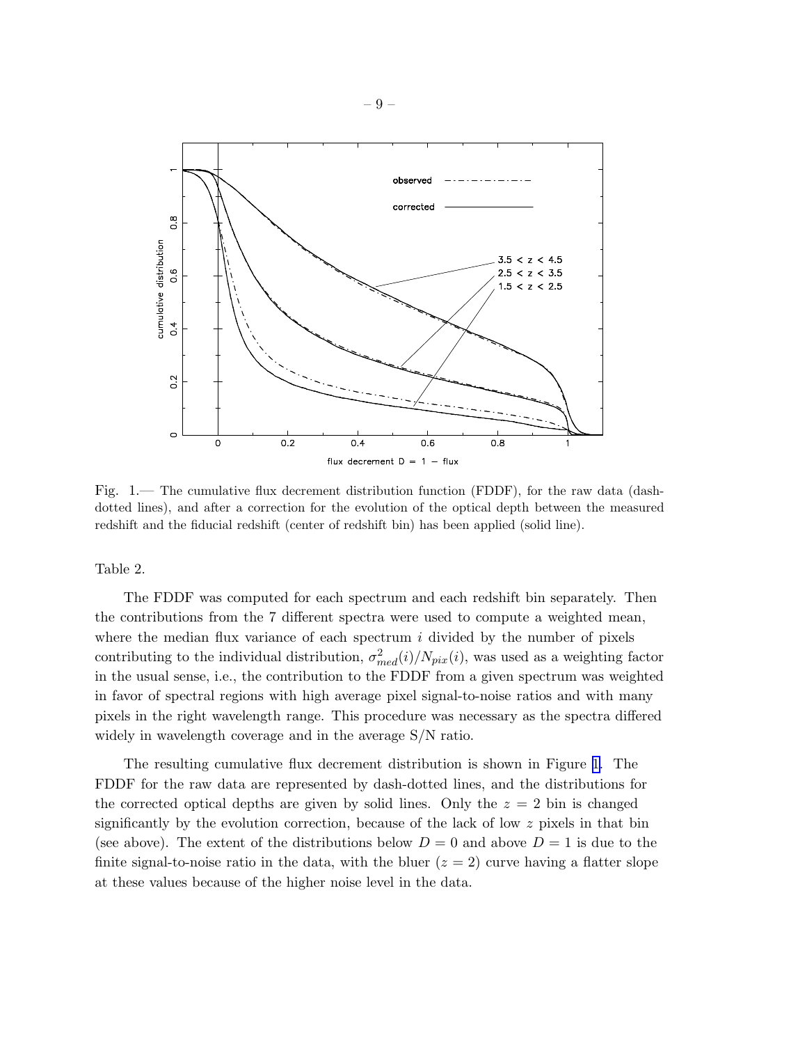Fig. 1.— The cumulative flux decrement distribution function (FDDF), for the raw data (dash-dotted lines), and after a correction for the evolution of the optical depth between the measured redshift and the fiducial redshift (center of redshift bin) has been applied (solid line).

Table 2.

The FDDF was computed for each spectrum and each redshift bin separately. Then the contributions from the 7 different spectra were used to compute a weighted mean, where the median flux variance of each spectrum $i$ divided by the number of pixels contributing to the individual distribution, $\sigma^2_{med}(i)/N_{pix}(i)$, was used as a weighting factor in the usual sense, i.e., the contribution to the FDDF from a given spectrum was weighted in favor of spectral regions with high average pixel signal-to-noise ratios and with many pixels in the right wavelength range. This procedure was necessary as the spectra differed widely in wavelength coverage and in the average S/N ratio.

The resulting cumulative flux decrement distribution is shown in Figure 1. The FDDF for the raw data are represented by dash-dotted lines, and the distributions for the corrected optical depths are given by solid lines. Only the $z = 2$ bin is changed significantly by the evolution correction, because of the lack of low $z$ pixels in that bin (see above). The extent of the distributions below $D = 0$ and above $D = 1$ is due to the finite signal-to-noise ratio in the data, with the bluer ($z = 2$) curve having a flatter slope at these values because of the higher noise level in the data.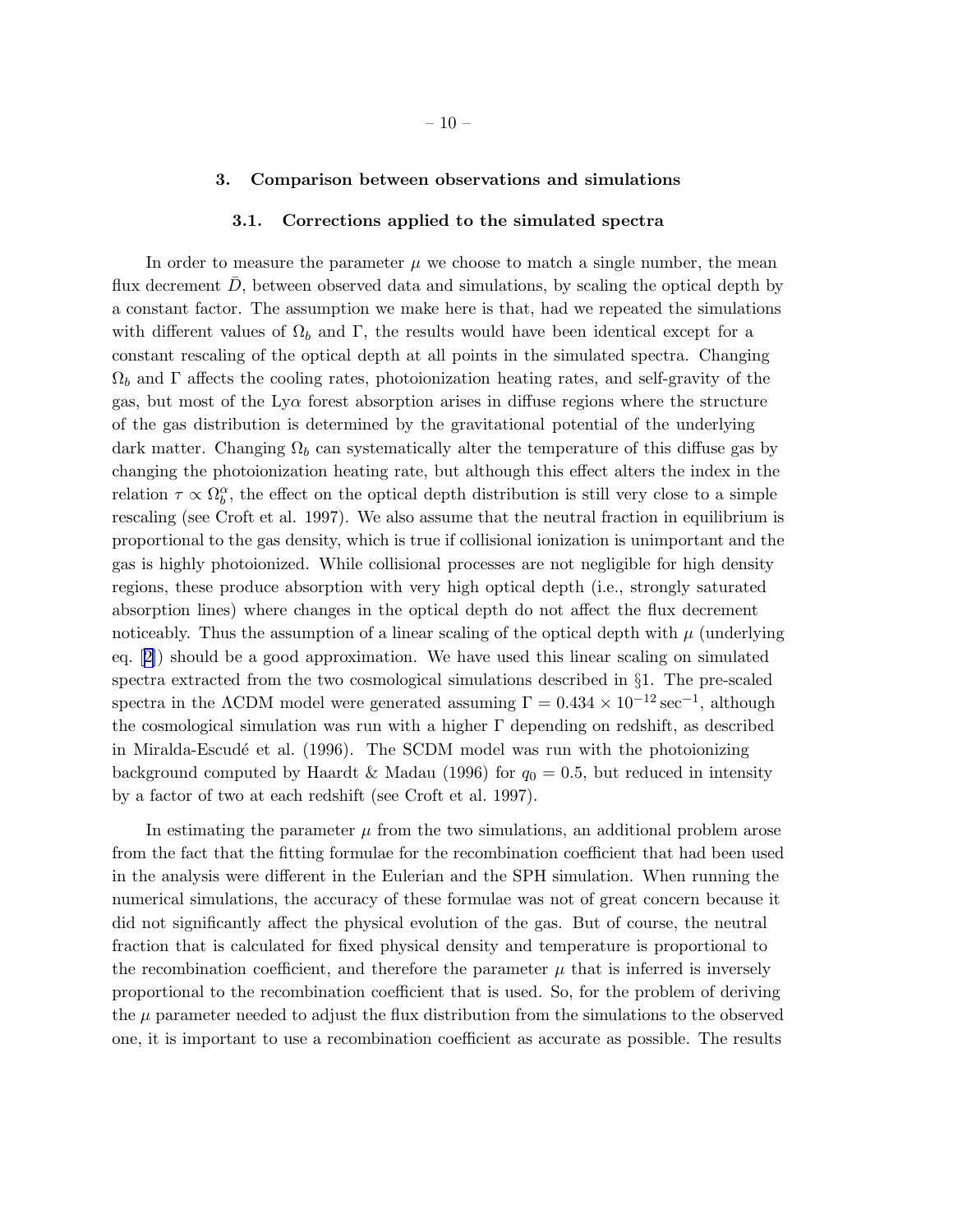## 3. Comparison between observations and simulations

### 3.1. Corrections applied to the simulated spectra

In order to measure the parameter $\mu$ we choose to match a single number, the mean flux decrement $\bar{D}$, between observed data and simulations, by scaling the optical depth by a constant factor. The assumption we make here is that, had we repeated the simulations with different values of $\Omega_b$ and $\Gamma$, the results would have been identical except for a constant rescaling of the optical depth at all points in the simulated spectra. Changing $\Omega_b$ and $\Gamma$ affects the cooling rates, photoionization heating rates, and self-gravity of the gas, but most of the Ly$\alpha$ forest absorption arises in diffuse regions where the structure of the gas distribution is determined by the gravitational potential of the underlying dark matter. Changing $\Omega_b$ can systematically alter the temperature of this diffuse gas by changing the photoionization heating rate, but although this effect alters the index in the relation $\tau \propto \Omega_b^{\alpha}$, the effect on the optical depth distribution is still very close to a simple rescaling (see Croft et al. 1997). We also assume that the neutral fraction in equilibrium is proportional to the gas density, which is true if collisional ionization is unimportant and the gas is highly photoionized. While collisional processes are not negligible for high density regions, these produce absorption with very high optical depth (i.e., strongly saturated absorption lines) where changes in the optical depth do not affect the flux decrement noticeably. Thus the assumption of a linear scaling of the optical depth with $\mu$ (underlying eq. [2]) should be a good approximation. We have used this linear scaling on simulated spectra extracted from the two cosmological simulations described in §1. The pre-scaled spectra in the $\Lambda$CDM model were generated assuming $\Gamma = 0.434 \times 10^{-12}\,\mathrm{sec}^{-1}$, although the cosmological simulation was run with a higher $\Gamma$ depending on redshift, as described in Miralda-Escudé et al. (1996). The SCDM model was run with the photoionizing background computed by Haardt & Madau (1996) for $q_0 = 0.5$, but reduced in intensity by a factor of two at each redshift (see Croft et al. 1997).

In estimating the parameter $\mu$ from the two simulations, an additional problem arose from the fact that the fitting formulae for the recombination coefficient that had been used in the analysis were different in the Eulerian and the SPH simulation. When running the numerical simulations, the accuracy of these formulae was not of great concern because it did not significantly affect the physical evolution of the gas. But of course, the neutral fraction that is calculated for fixed physical density and temperature is proportional to the recombination coefficient, and therefore the parameter $\mu$ that is inferred is inversely proportional to the recombination coefficient that is used. So, for the problem of deriving the $\mu$ parameter needed to adjust the flux distribution from the simulations to the observed one, it is important to use a recombination coefficient as accurate as possible. The results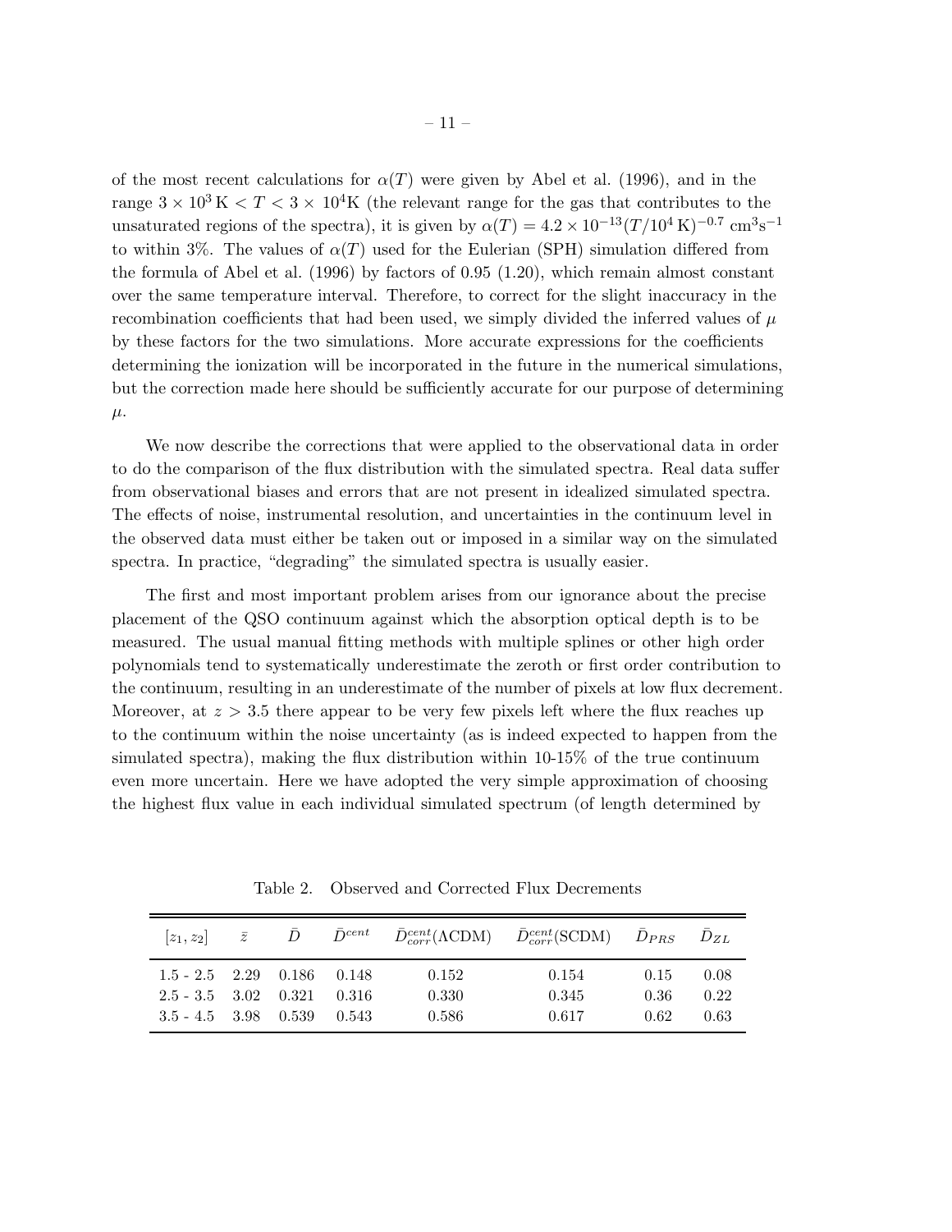of the most recent calculations for $\alpha(T)$ were given by Abel et al. (1996), and in the range $3 \times 10^3\,\mathrm{K} < T < 3 \times 10^4\mathrm{K}$ (the relevant range for the gas that contributes to the unsaturated regions of the spectra), it is given by $\alpha(T) = 4.2 \times 10^{-13}(T/10^4\,\mathrm{K})^{-0.7}\ \mathrm{cm^3 s^{-1}}$ to within 3%. The values of $\alpha(T)$ used for the Eulerian (SPH) simulation differed from the formula of Abel et al. (1996) by factors of 0.95 (1.20), which remain almost constant over the same temperature interval. Therefore, to correct for the slight inaccuracy in the recombination coefficients that had been used, we simply divided the inferred values of $\mu$ by these factors for the two simulations. More accurate expressions for the coefficients determining the ionization will be incorporated in the future in the numerical simulations, but the correction made here should be sufficiently accurate for our purpose of determining $\mu$.

We now describe the corrections that were applied to the observational data in order to do the comparison of the flux distribution with the simulated spectra. Real data suffer from observational biases and errors that are not present in idealized simulated spectra. The effects of noise, instrumental resolution, and uncertainties in the continuum level in the observed data must either be taken out or imposed in a similar way on the simulated spectra. In practice, "degrading" the simulated spectra is usually easier.

The first and most important problem arises from our ignorance about the precise placement of the QSO continuum against which the absorption optical depth is to be measured. The usual manual fitting methods with multiple splines or other high order polynomials tend to systematically underestimate the zeroth or first order contribution to the continuum, resulting in an underestimate of the number of pixels at low flux decrement. Moreover, at $z > 3.5$ there appear to be very few pixels left where the flux reaches up to the continuum within the noise uncertainty (as is indeed expected to happen from the simulated spectra), making the flux distribution within 10-15% of the true continuum even more uncertain. Here we have adopted the very simple approximation of choosing the highest flux value in each individual simulated spectrum (of length determined by

Table 2. Observed and Corrected Flux Decrements

| $[z_1, z_2]$ | $\bar{z}$ | $\bar{D}$ | $\bar{D}^{cent}$ | $\bar{D}^{cent}_{corr}(\Lambda\mathrm{CDM})$ | $\bar{D}^{cent}_{corr}(\mathrm{SCDM})$ | $\bar{D}_{PRS}$ | $\bar{D}_{ZL}$ |
|---|---|---|---|---|---|---|---|
| 1.5 - 2.5 | 2.29 | 0.186 | 0.148 | 0.152 | 0.154 | 0.15 | 0.08 |
| 2.5 - 3.5 | 3.02 | 0.321 | 0.316 | 0.330 | 0.345 | 0.36 | 0.22 |
| 3.5 - 4.5 | 3.98 | 0.539 | 0.543 | 0.586 | 0.617 | 0.62 | 0.63 |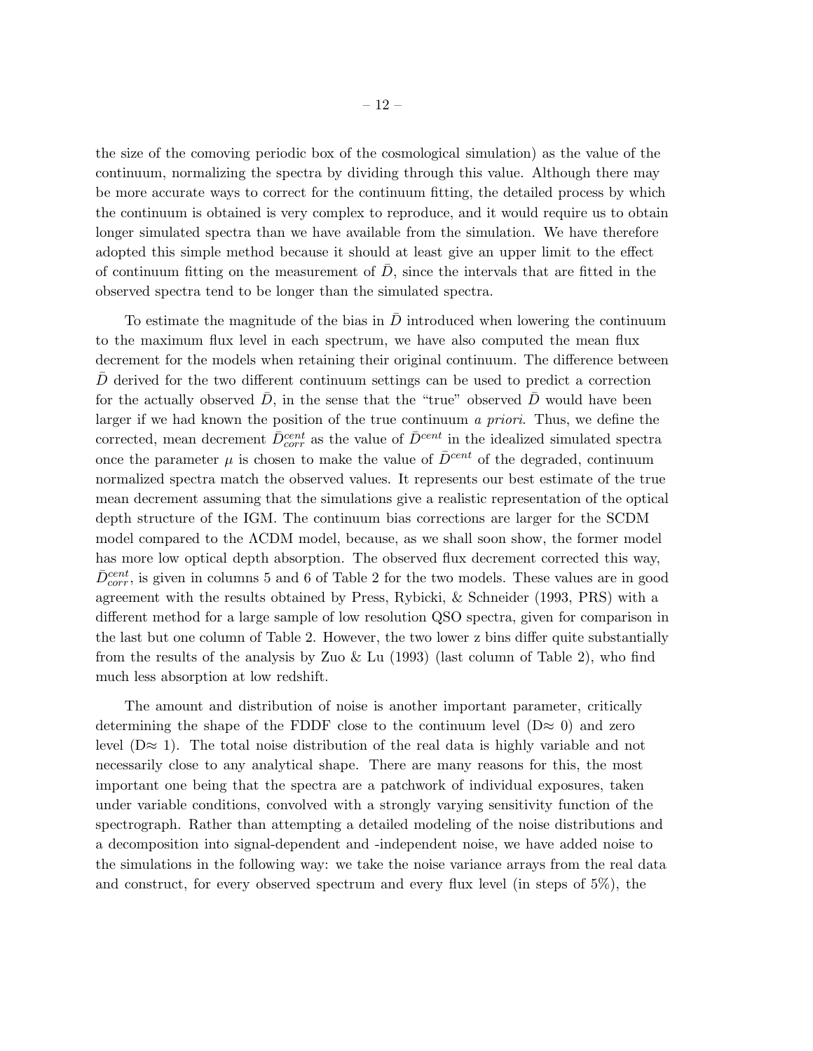the size of the comoving periodic box of the cosmological simulation) as the value of the continuum, normalizing the spectra by dividing through this value. Although there may be more accurate ways to correct for the continuum fitting, the detailed process by which the continuum is obtained is very complex to reproduce, and it would require us to obtain longer simulated spectra than we have available from the simulation. We have therefore adopted this simple method because it should at least give an upper limit to the effect of continuum fitting on the measurement of $\bar{D}$, since the intervals that are fitted in the observed spectra tend to be longer than the simulated spectra.

To estimate the magnitude of the bias in $\bar{D}$ introduced when lowering the continuum to the maximum flux level in each spectrum, we have also computed the mean flux decrement for the models when retaining their original continuum. The difference between $\bar{D}$ derived for the two different continuum settings can be used to predict a correction for the actually observed $\bar{D}$, in the sense that the "true" observed $\bar{D}$ would have been larger if we had known the position of the true continuum *a priori*. Thus, we define the corrected, mean decrement $\bar{D}^{cent}_{corr}$ as the value of $\bar{D}^{cent}$ in the idealized simulated spectra once the parameter $\mu$ is chosen to make the value of $\bar{D}^{cent}$ of the degraded, continuum normalized spectra match the observed values. It represents our best estimate of the true mean decrement assuming that the simulations give a realistic representation of the optical depth structure of the IGM. The continuum bias corrections are larger for the SCDM model compared to the $\Lambda$CDM model, because, as we shall soon show, the former model has more low optical depth absorption. The observed flux decrement corrected this way, $\bar{D}^{cent}_{corr}$, is given in columns 5 and 6 of Table 2 for the two models. These values are in good agreement with the results obtained by Press, Rybicki, & Schneider (1993, PRS) with a different method for a large sample of low resolution QSO spectra, given for comparison in the last but one column of Table 2. However, the two lower z bins differ quite substantially from the results of the analysis by Zuo & Lu (1993) (last column of Table 2), who find much less absorption at low redshift.

The amount and distribution of noise is another important parameter, critically determining the shape of the FDDF close to the continuum level (D$\approx$ 0) and zero level (D$\approx$ 1). The total noise distribution of the real data is highly variable and not necessarily close to any analytical shape. There are many reasons for this, the most important one being that the spectra are a patchwork of individual exposures, taken under variable conditions, convolved with a strongly varying sensitivity function of the spectrograph. Rather than attempting a detailed modeling of the noise distributions and a decomposition into signal-dependent and -independent noise, we have added noise to the simulations in the following way: we take the noise variance arrays from the real data and construct, for every observed spectrum and every flux level (in steps of 5%), the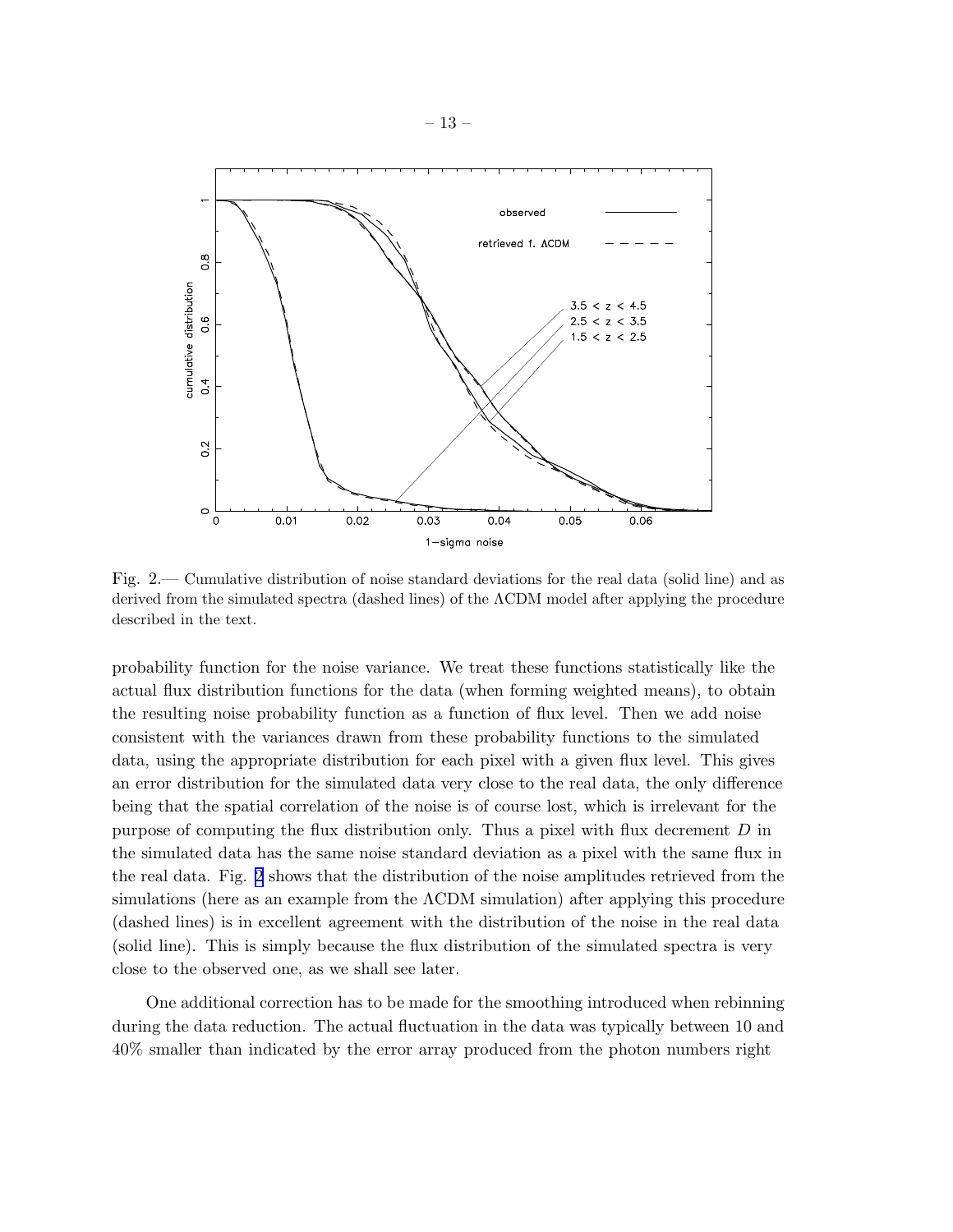Fig. 2.— Cumulative distribution of noise standard deviations for the real data (solid line) and as derived from the simulated spectra (dashed lines) of the ΛCDM model after applying the procedure described in the text.

probability function for the noise variance. We treat these functions statistically like the actual flux distribution functions for the data (when forming weighted means), to obtain the resulting noise probability function as a function of flux level. Then we add noise consistent with the variances drawn from these probability functions to the simulated data, using the appropriate distribution for each pixel with a given flux level. This gives an error distribution for the simulated data very close to the real data, the only difference being that the spatial correlation of the noise is of course lost, which is irrelevant for the purpose of computing the flux distribution only. Thus a pixel with flux decrement $D$ in the simulated data has the same noise standard deviation as a pixel with the same flux in the real data. Fig. 2 shows that the distribution of the noise amplitudes retrieved from the simulations (here as an example from the ΛCDM simulation) after applying this procedure (dashed lines) is in excellent agreement with the distribution of the noise in the real data (solid line). This is simply because the flux distribution of the simulated spectra is very close to the observed one, as we shall see later.

One additional correction has to be made for the smoothing introduced when rebinning during the data reduction. The actual fluctuation in the data was typically between 10 and 40% smaller than indicated by the error array produced from the photon numbers right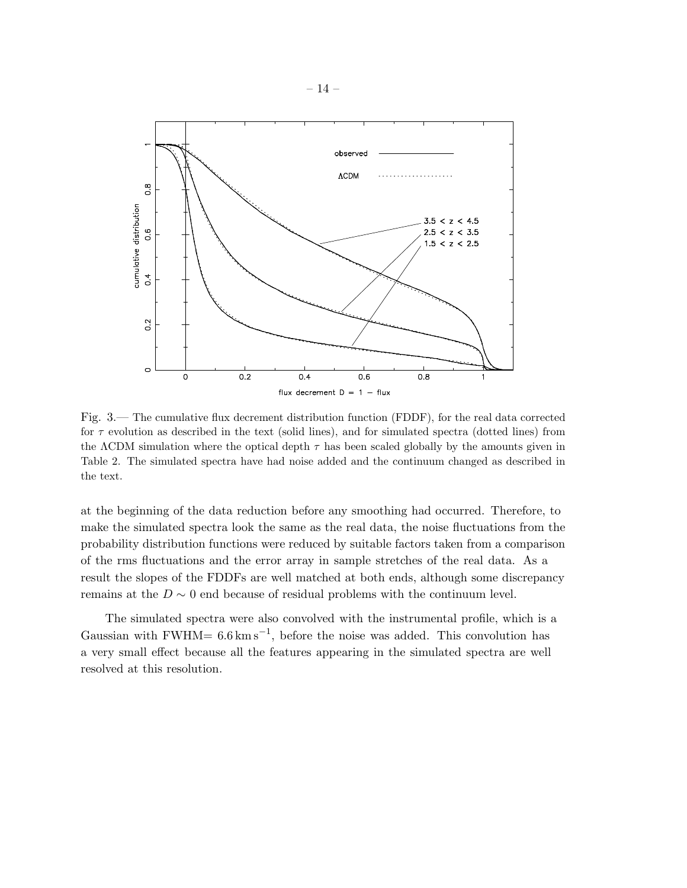Fig. 3.— The cumulative flux decrement distribution function (FDDF), for the real data corrected for $\tau$ evolution as described in the text (solid lines), and for simulated spectra (dotted lines) from the ΛCDM simulation where the optical depth $\tau$ has been scaled globally by the amounts given in Table 2. The simulated spectra have had noise added and the continuum changed as described in the text.

at the beginning of the data reduction before any smoothing had occurred. Therefore, to make the simulated spectra look the same as the real data, the noise fluctuations from the probability distribution functions were reduced by suitable factors taken from a comparison of the rms fluctuations and the error array in sample stretches of the real data. As a result the slopes of the FDDFs are well matched at both ends, although some discrepancy remains at the $D \sim 0$ end because of residual problems with the continuum level.

The simulated spectra were also convolved with the instrumental profile, which is a Gaussian with FWHM= $6.6\,\mathrm{km\,s^{-1}}$, before the noise was added. This convolution has a very small effect because all the features appearing in the simulated spectra are well resolved at this resolution.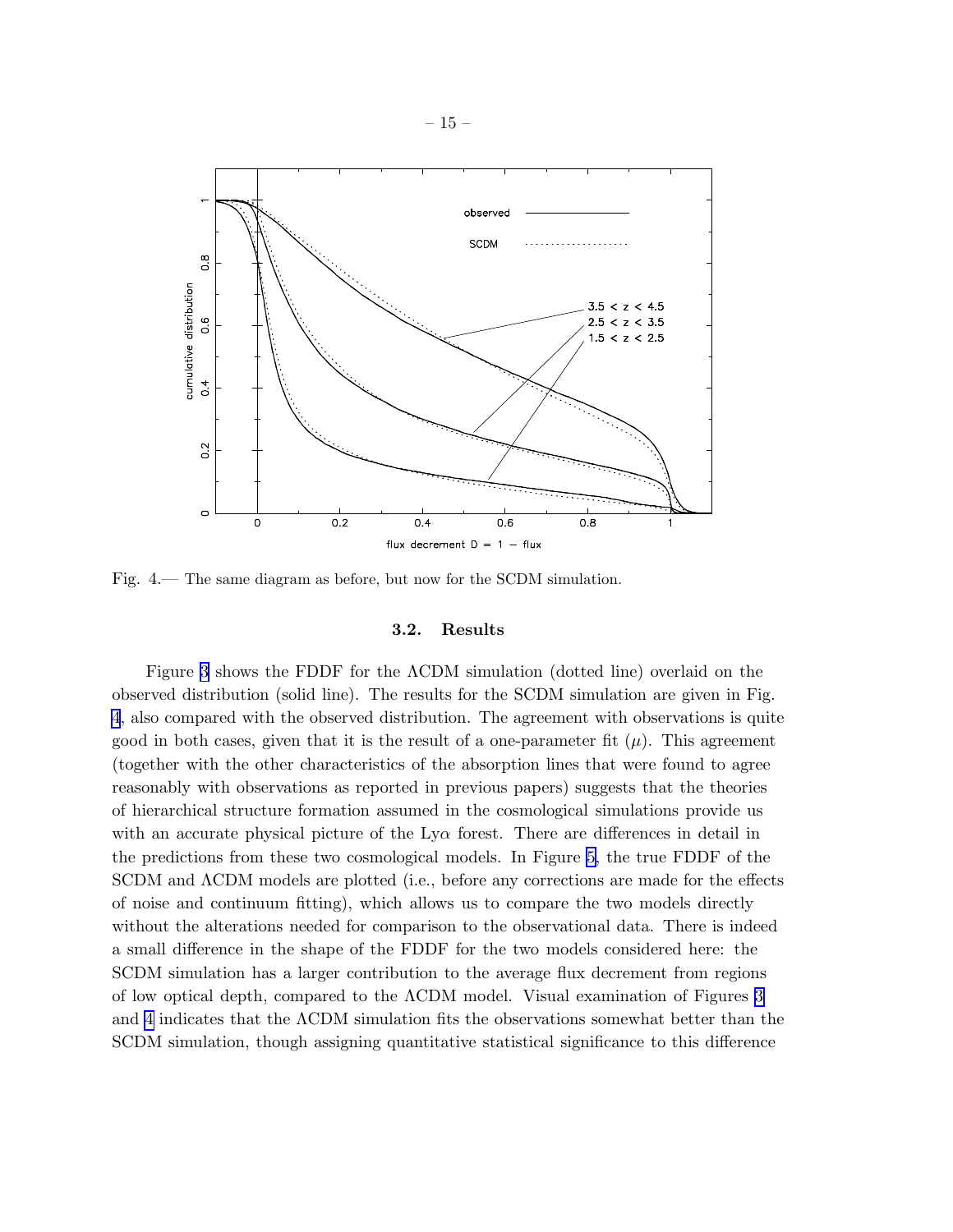Fig. 4.— The same diagram as before, but now for the SCDM simulation.

### 3.2. Results

Figure 3 shows the FDDF for the ΛCDM simulation (dotted line) overlaid on the observed distribution (solid line). The results for the SCDM simulation are given in Fig. 4, also compared with the observed distribution. The agreement with observations is quite good in both cases, given that it is the result of a one-parameter fit ($\mu$). This agreement (together with the other characteristics of the absorption lines that were found to agree reasonably with observations as reported in previous papers) suggests that the theories of hierarchical structure formation assumed in the cosmological simulations provide us with an accurate physical picture of the Ly$\alpha$ forest. There are differences in detail in the predictions from these two cosmological models. In Figure 5, the true FDDF of the SCDM and ΛCDM models are plotted (i.e., before any corrections are made for the effects of noise and continuum fitting), which allows us to compare the two models directly without the alterations needed for comparison to the observational data. There is indeed a small difference in the shape of the FDDF for the two models considered here: the SCDM simulation has a larger contribution to the average flux decrement from regions of low optical depth, compared to the ΛCDM model. Visual examination of Figures 3 and 4 indicates that the ΛCDM simulation fits the observations somewhat better than the SCDM simulation, though assigning quantitative statistical significance to this difference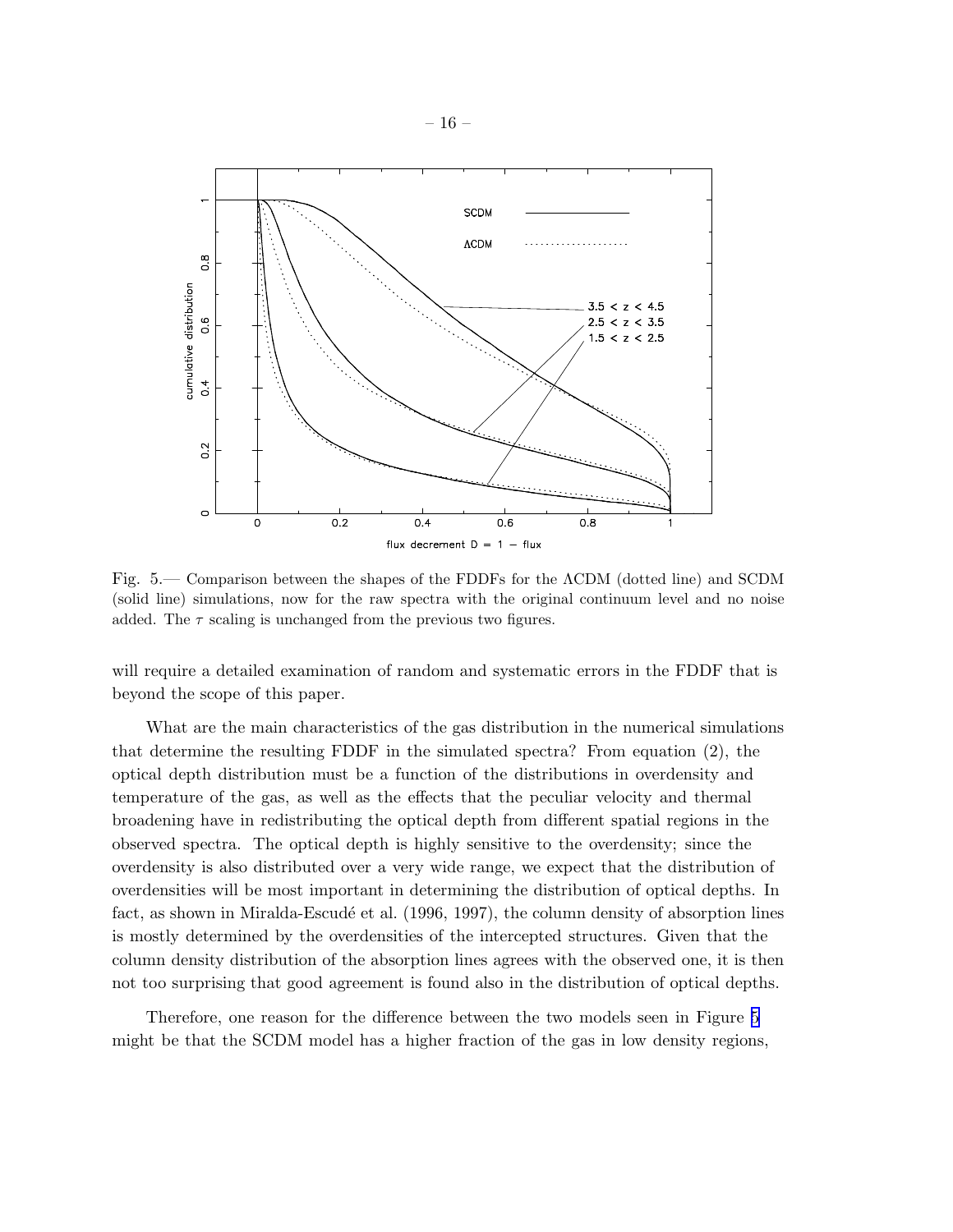Fig. 5.— Comparison between the shapes of the FDDFs for the ΛCDM (dotted line) and SCDM (solid line) simulations, now for the raw spectra with the original continuum level and no noise added. The $\tau$ scaling is unchanged from the previous two figures.

will require a detailed examination of random and systematic errors in the FDDF that is beyond the scope of this paper.

What are the main characteristics of the gas distribution in the numerical simulations that determine the resulting FDDF in the simulated spectra? From equation (2), the optical depth distribution must be a function of the distributions in overdensity and temperature of the gas, as well as the effects that the peculiar velocity and thermal broadening have in redistributing the optical depth from different spatial regions in the observed spectra. The optical depth is highly sensitive to the overdensity; since the overdensity is also distributed over a very wide range, we expect that the distribution of overdensities will be most important in determining the distribution of optical depths. In fact, as shown in Miralda-Escudé et al. (1996, 1997), the column density of absorption lines is mostly determined by the overdensities of the intercepted structures. Given that the column density distribution of the absorption lines agrees with the observed one, it is then not too surprising that good agreement is found also in the distribution of optical depths.

Therefore, one reason for the difference between the two models seen in Figure 5 might be that the SCDM model has a higher fraction of the gas in low density regions,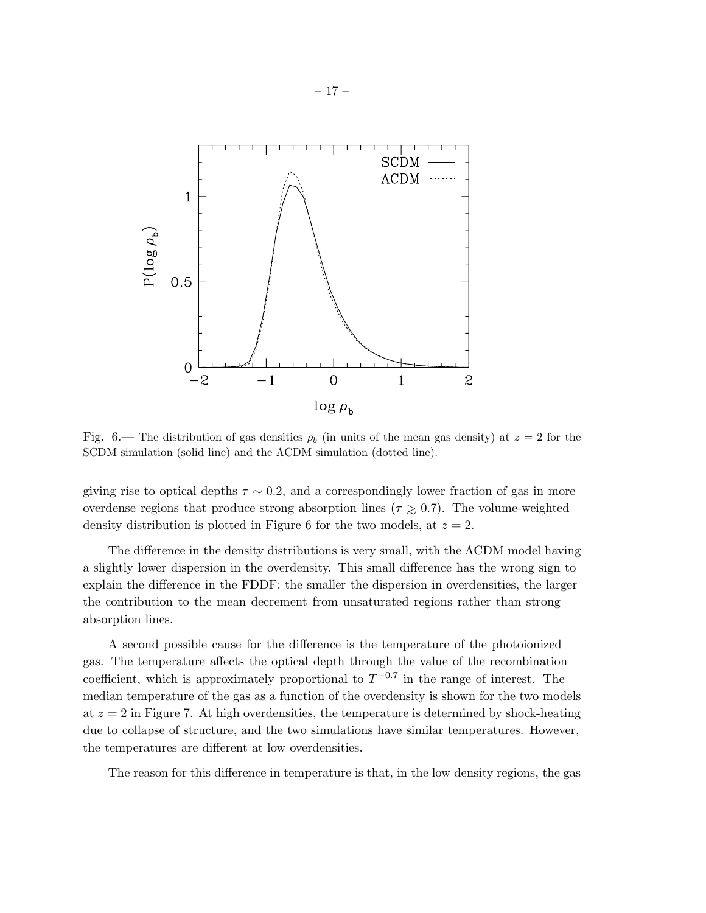Fig. 6.— The distribution of gas densities $\rho_b$ (in units of the mean gas density) at $z = 2$ for the SCDM simulation (solid line) and the $\Lambda$CDM simulation (dotted line).

giving rise to optical depths $\tau \sim 0.2$, and a correspondingly lower fraction of gas in more overdense regions that produce strong absorption lines ($\tau \gtrsim 0.7$). The volume-weighted density distribution is plotted in Figure 6 for the two models, at $z = 2$.

The difference in the density distributions is very small, with the $\Lambda$CDM model having a slightly lower dispersion in the overdensity. This small difference has the wrong sign to explain the difference in the FDDF: the smaller the dispersion in overdensities, the larger the contribution to the mean decrement from unsaturated regions rather than strong absorption lines.

A second possible cause for the difference is the temperature of the photoionized gas. The temperature affects the optical depth through the value of the recombination coefficient, which is approximately proportional to $T^{-0.7}$ in the range of interest. The median temperature of the gas as a function of the overdensity is shown for the two models at $z = 2$ in Figure 7. At high overdensities, the temperature is determined by shock-heating due to collapse of structure, and the two simulations have similar temperatures. However, the temperatures are different at low overdensities.

The reason for this difference in temperature is that, in the low density regions, the gas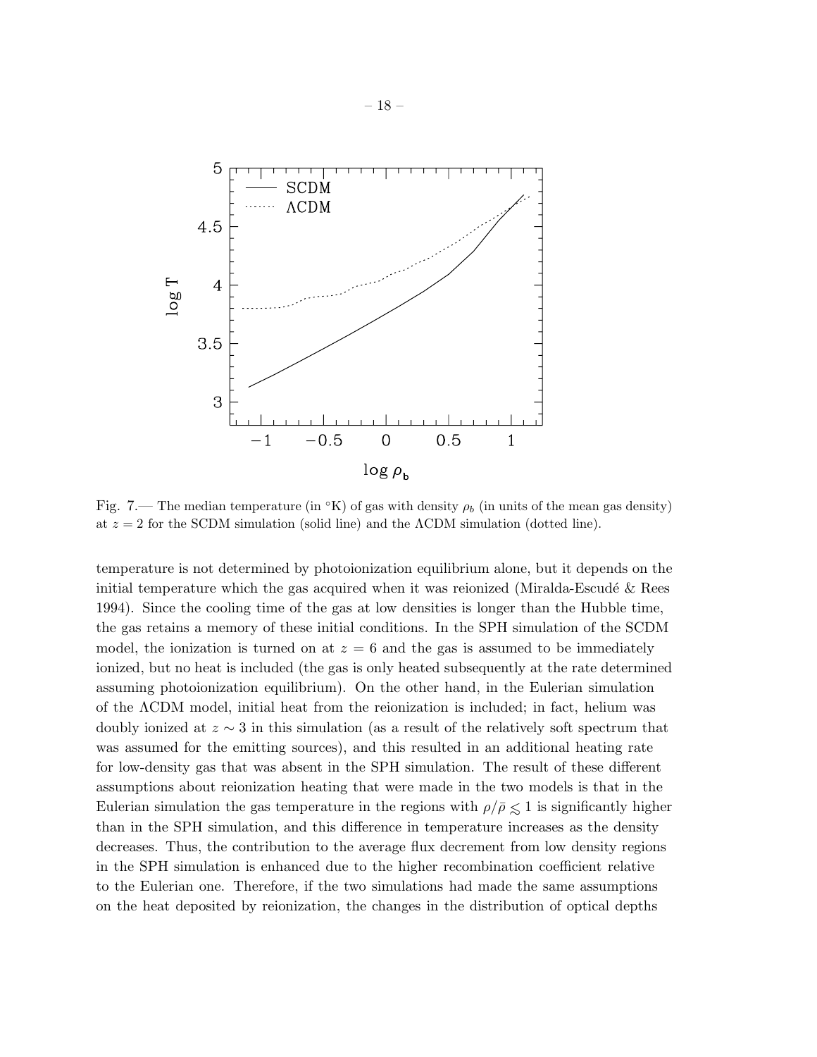Fig. 7.— The median temperature (in °K) of gas with density $\rho_b$ (in units of the mean gas density) at $z = 2$ for the SCDM simulation (solid line) and the ΛCDM simulation (dotted line).

temperature is not determined by photoionization equilibrium alone, but it depends on the initial temperature which the gas acquired when it was reionized (Miralda-Escudé & Rees 1994). Since the cooling time of the gas at low densities is longer than the Hubble time, the gas retains a memory of these initial conditions. In the SPH simulation of the SCDM model, the ionization is turned on at $z = 6$ and the gas is assumed to be immediately ionized, but no heat is included (the gas is only heated subsequently at the rate determined assuming photoionization equilibrium). On the other hand, in the Eulerian simulation of the ΛCDM model, initial heat from the reionization is included; in fact, helium was doubly ionized at $z \sim 3$ in this simulation (as a result of the relatively soft spectrum that was assumed for the emitting sources), and this resulted in an additional heating rate for low-density gas that was absent in the SPH simulation. The result of these different assumptions about reionization heating that were made in the two models is that in the Eulerian simulation the gas temperature in the regions with $\rho/\bar{\rho} \lesssim 1$ is significantly higher than in the SPH simulation, and this difference in temperature increases as the density decreases. Thus, the contribution to the average flux decrement from low density regions in the SPH simulation is enhanced due to the higher recombination coefficient relative to the Eulerian one. Therefore, if the two simulations had made the same assumptions on the heat deposited by reionization, the changes in the distribution of optical depths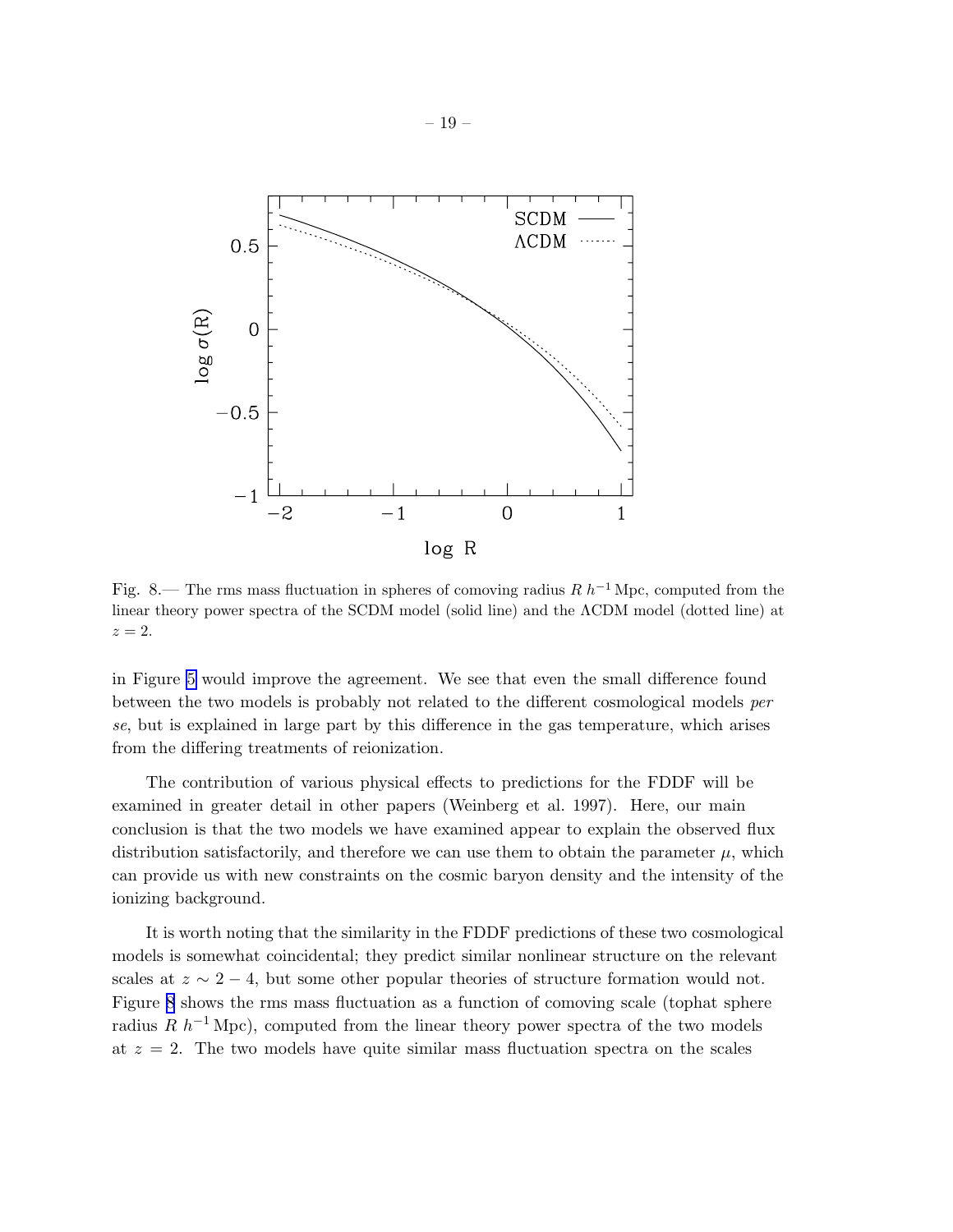Fig. 8.— The rms mass fluctuation in spheres of comoving radius $R\,h^{-1}\,\mathrm{Mpc}$, computed from the linear theory power spectra of the SCDM model (solid line) and the ΛCDM model (dotted line) at $z = 2$.

in Figure 5 would improve the agreement. We see that even the small difference found between the two models is probably not related to the different cosmological models *per se*, but is explained in large part by this difference in the gas temperature, which arises from the differing treatments of reionization.

The contribution of various physical effects to predictions for the FDDF will be examined in greater detail in other papers (Weinberg et al. 1997). Here, our main conclusion is that the two models we have examined appear to explain the observed flux distribution satisfactorily, and therefore we can use them to obtain the parameter $\mu$, which can provide us with new constraints on the cosmic baryon density and the intensity of the ionizing background.

It is worth noting that the similarity in the FDDF predictions of these two cosmological models is somewhat coincidental; they predict similar nonlinear structure on the relevant scales at $z \sim 2-4$, but some other popular theories of structure formation would not. Figure 8 shows the rms mass fluctuation as a function of comoving scale (tophat sphere radius $R\ h^{-1}\,\mathrm{Mpc}$), computed from the linear theory power spectra of the two models at $z = 2$. The two models have quite similar mass fluctuation spectra on the scales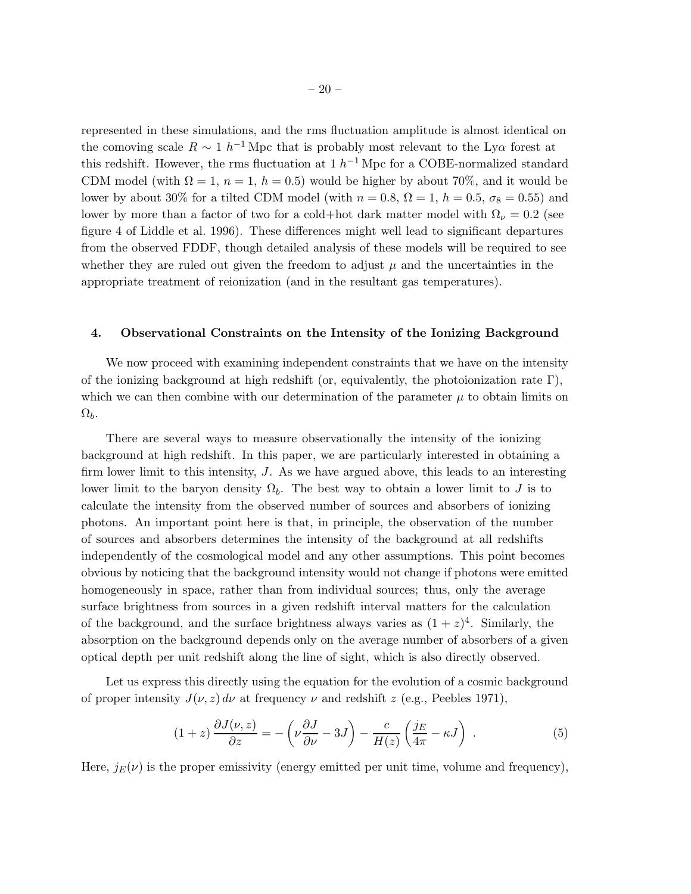represented in these simulations, and the rms fluctuation amplitude is almost identical on the comoving scale $R \sim 1\ h^{-1}\,\mathrm{Mpc}$ that is probably most relevant to the Ly$\alpha$ forest at this redshift. However, the rms fluctuation at $1\ h^{-1}\,\mathrm{Mpc}$ for a COBE-normalized standard CDM model (with $\Omega = 1$, $n = 1$, $h = 0.5$) would be higher by about 70%, and it would be lower by about 30% for a tilted CDM model (with $n = 0.8$, $\Omega = 1$, $h = 0.5$, $\sigma_8 = 0.55$) and lower by more than a factor of two for a cold+hot dark matter model with $\Omega_\nu = 0.2$ (see figure 4 of Liddle et al. 1996). These differences might well lead to significant departures from the observed FDDF, though detailed analysis of these models will be required to see whether they are ruled out given the freedom to adjust $\mu$ and the uncertainties in the appropriate treatment of reionization (and in the resultant gas temperatures).

## 4. Observational Constraints on the Intensity of the Ionizing Background

We now proceed with examining independent constraints that we have on the intensity of the ionizing background at high redshift (or, equivalently, the photoionization rate $\Gamma$), which we can then combine with our determination of the parameter $\mu$ to obtain limits on $\Omega_b$.

There are several ways to measure observationally the intensity of the ionizing background at high redshift. In this paper, we are particularly interested in obtaining a firm lower limit to this intensity, $J$. As we have argued above, this leads to an interesting lower limit to the baryon density $\Omega_b$. The best way to obtain a lower limit to $J$ is to calculate the intensity from the observed number of sources and absorbers of ionizing photons. An important point here is that, in principle, the observation of the number of sources and absorbers determines the intensity of the background at all redshifts independently of the cosmological model and any other assumptions. This point becomes obvious by noticing that the background intensity would not change if photons were emitted homogeneously in space, rather than from individual sources; thus, only the average surface brightness from sources in a given redshift interval matters for the calculation of the background, and the surface brightness always varies as $(1+z)^4$. Similarly, the absorption on the background depends only on the average number of absorbers of a given optical depth per unit redshift along the line of sight, which is also directly observed.

Let us express this directly using the equation for the evolution of a cosmic background of proper intensity $J(\nu, z)\, d\nu$ at frequency $\nu$ and redshift $z$ (e.g., Peebles 1971),

$$(1+z)\,\frac{\partial J(\nu,z)}{\partial z} = -\left(\nu \frac{\partial J}{\partial \nu} - 3J\right) - \frac{c}{H(z)}\left(\frac{j_E}{4\pi} - \kappa J\right) \ . \qquad (5)$$

Here, $j_E(\nu)$ is the proper emissivity (energy emitted per unit time, volume and frequency),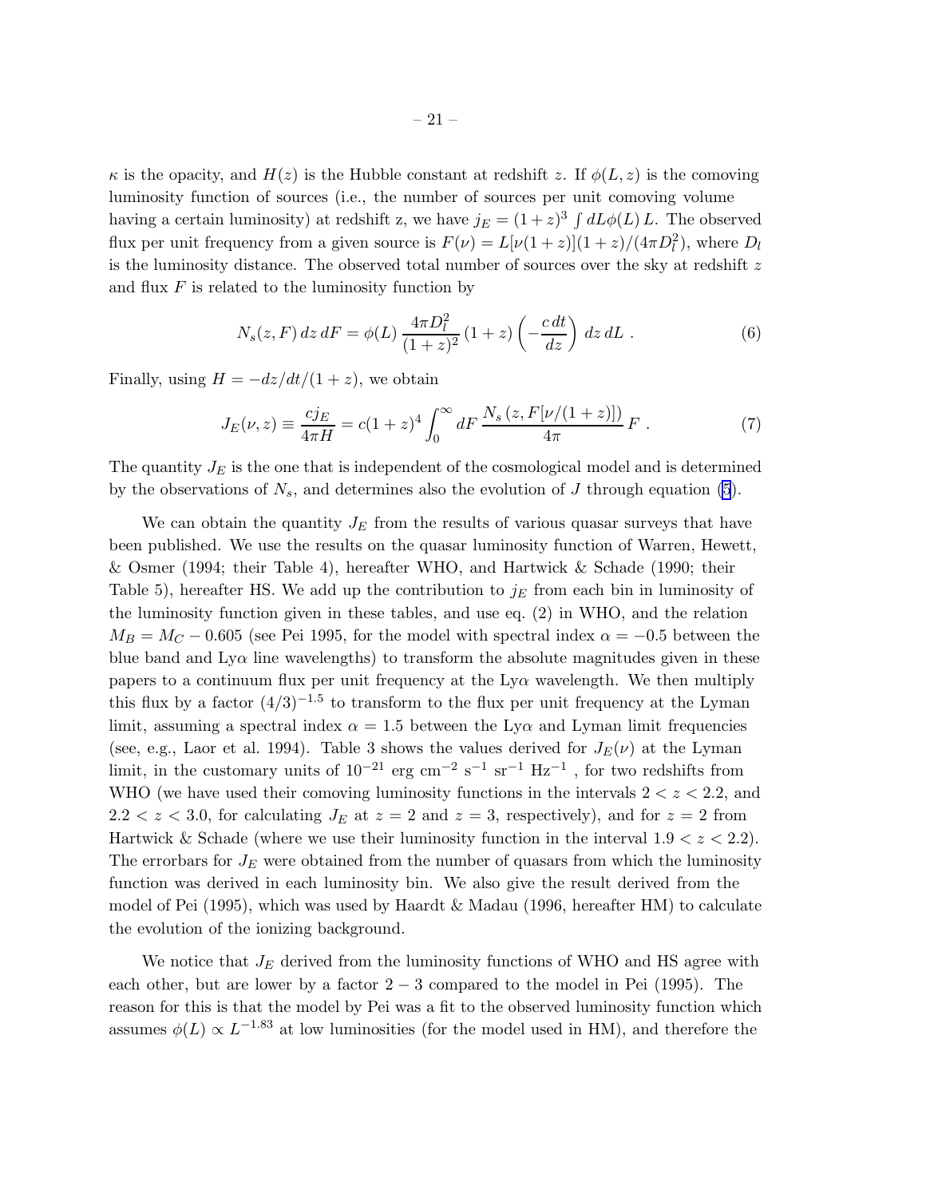$\kappa$ is the opacity, and $H(z)$ is the Hubble constant at redshift $z$. If $\phi(L, z)$ is the comoving luminosity function of sources (i.e., the number of sources per unit comoving volume having a certain luminosity) at redshift z, we have $j_E = (1+z)^3 \int dL \phi(L)\, L$. The observed flux per unit frequency from a given source is $F(\nu) = L[\nu(1+z)](1+z)/(4\pi D_l^2)$, where $D_l$ is the luminosity distance. The observed total number of sources over the sky at redshift $z$ and flux $F$ is related to the luminosity function by

$$N_s(z, F)\, dz\, dF = \phi(L)\, \frac{4\pi D_l^2}{(1+z)^2}\, (1+z) \left( -\frac{c\, dt}{dz} \right)\, dz\, dL \ . \tag{6}$$

Finally, using $H = -dz/dt/(1+z)$, we obtain

$$J_E(\nu, z) \equiv \frac{c j_E}{4\pi H} = c(1+z)^4 \int_0^\infty dF\, \frac{N_s\left(z, F[\nu/(1+z)]\right)}{4\pi}\, F \ . \tag{7}$$

The quantity $J_E$ is the one that is independent of the cosmological model and is determined by the observations of $N_s$, and determines also the evolution of $J$ through equation (5).

We can obtain the quantity $J_E$ from the results of various quasar surveys that have been published. We use the results on the quasar luminosity function of Warren, Hewett, & Osmer (1994; their Table 4), hereafter WHO, and Hartwick & Schade (1990; their Table 5), hereafter HS. We add up the contribution to $j_E$ from each bin in luminosity of the luminosity function given in these tables, and use eq. (2) in WHO, and the relation $M_B = M_C - 0.605$ (see Pei 1995, for the model with spectral index $\alpha = -0.5$ between the blue band and Ly$\alpha$ line wavelengths) to transform the absolute magnitudes given in these papers to a continuum flux per unit frequency at the Ly$\alpha$ wavelength. We then multiply this flux by a factor $(4/3)^{-1.5}$ to transform to the flux per unit frequency at the Lyman limit, assuming a spectral index $\alpha = 1.5$ between the Ly$\alpha$ and Lyman limit frequencies (see, e.g., Laor et al. 1994). Table 3 shows the values derived for $J_E(\nu)$ at the Lyman limit, in the customary units of $10^{-21}$ erg cm$^{-2}$ s$^{-1}$ sr$^{-1}$ Hz$^{-1}$ , for two redshifts from WHO (we have used their comoving luminosity functions in the intervals $2 < z < 2.2$, and $2.2 < z < 3.0$, for calculating $J_E$ at $z = 2$ and $z = 3$, respectively), and for $z = 2$ from Hartwick & Schade (where we use their luminosity function in the interval $1.9 < z < 2.2$). The errorbars for $J_E$ were obtained from the number of quasars from which the luminosity function was derived in each luminosity bin. We also give the result derived from the model of Pei (1995), which was used by Haardt & Madau (1996, hereafter HM) to calculate the evolution of the ionizing background.

We notice that $J_E$ derived from the luminosity functions of WHO and HS agree with each other, but are lower by a factor $2-3$ compared to the model in Pei (1995). The reason for this is that the model by Pei was a fit to the observed luminosity function which assumes $\phi(L) \propto L^{-1.83}$ at low luminosities (for the model used in HM), and therefore the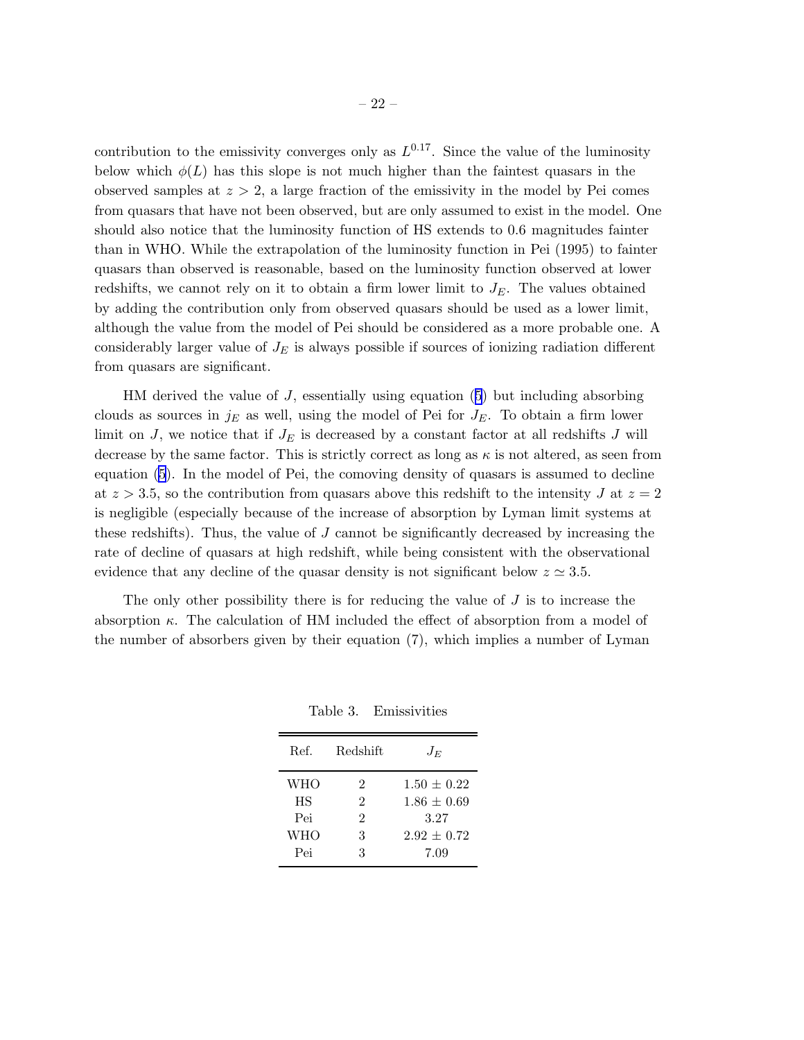contribution to the emissivity converges only as $L^{0.17}$. Since the value of the luminosity below which $\phi(L)$ has this slope is not much higher than the faintest quasars in the observed samples at $z > 2$, a large fraction of the emissivity in the model by Pei comes from quasars that have not been observed, but are only assumed to exist in the model. One should also notice that the luminosity function of HS extends to 0.6 magnitudes fainter than in WHO. While the extrapolation of the luminosity function in Pei (1995) to fainter quasars than observed is reasonable, based on the luminosity function observed at lower redshifts, we cannot rely on it to obtain a firm lower limit to $J_E$. The values obtained by adding the contribution only from observed quasars should be used as a lower limit, although the value from the model of Pei should be considered as a more probable one. A considerably larger value of $J_E$ is always possible if sources of ionizing radiation different from quasars are significant.

HM derived the value of $J$, essentially using equation (5) but including absorbing clouds as sources in $j_E$ as well, using the model of Pei for $J_E$. To obtain a firm lower limit on $J$, we notice that if $J_E$ is decreased by a constant factor at all redshifts $J$ will decrease by the same factor. This is strictly correct as long as $\kappa$ is not altered, as seen from equation (5). In the model of Pei, the comoving density of quasars is assumed to decline at $z > 3.5$, so the contribution from quasars above this redshift to the intensity $J$ at $z = 2$ is negligible (especially because of the increase of absorption by Lyman limit systems at these redshifts). Thus, the value of $J$ cannot be significantly decreased by increasing the rate of decline of quasars at high redshift, while being consistent with the observational evidence that any decline of the quasar density is not significant below $z \simeq 3.5$.

The only other possibility there is for reducing the value of $J$ is to increase the absorption $\kappa$. The calculation of HM included the effect of absorption from a model of the number of absorbers given by their equation (7), which implies a number of Lyman

Table 3. Emissivities

| Ref. | Redshift | $J_E$ |
|---|---|---|
| WHO | 2 | $1.50 \pm 0.22$ |
| HS | 2 | $1.86 \pm 0.69$ |
| Pei | 2 | 3.27 |
| WHO | 3 | $2.92 \pm 0.72$ |
| Pei | 3 | 7.09 |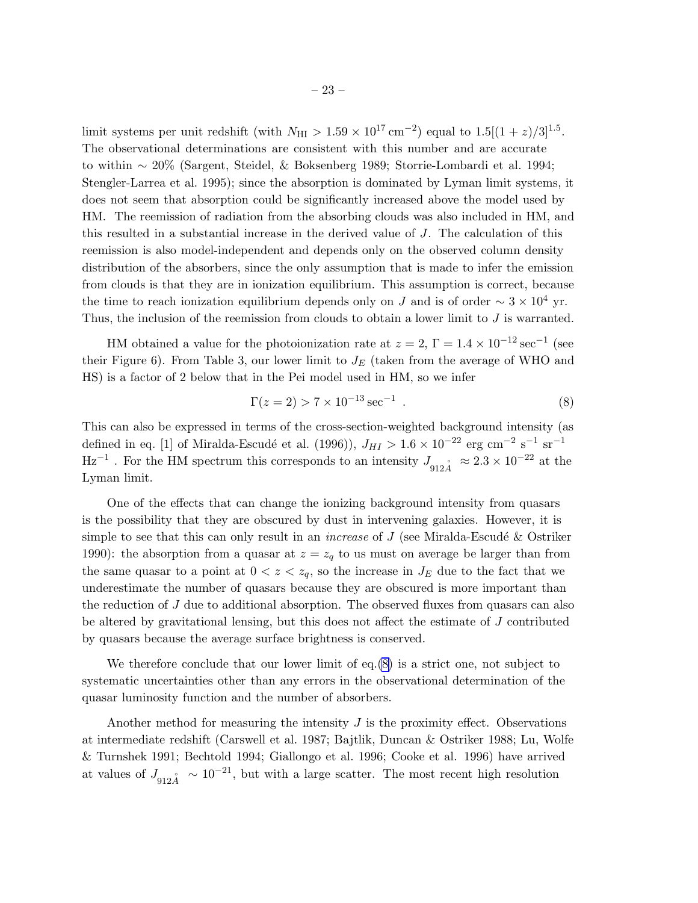limit systems per unit redshift (with $N_{\rm HI} > 1.59 \times 10^{17}\,{\rm cm}^{-2}$) equal to $1.5[(1+z)/3]^{1.5}$. The observational determinations are consistent with this number and are accurate to within $\sim 20\%$ (Sargent, Steidel, & Boksenberg 1989; Storrie-Lombardi et al. 1994; Stengler-Larrea et al. 1995); since the absorption is dominated by Lyman limit systems, it does not seem that absorption could be significantly increased above the model used by HM. The reemission of radiation from the absorbing clouds was also included in HM, and this resulted in a substantial increase in the derived value of $J$. The calculation of this reemission is also model-independent and depends only on the observed column density distribution of the absorbers, since the only assumption that is made to infer the emission from clouds is that they are in ionization equilibrium. This assumption is correct, because the time to reach ionization equilibrium depends only on $J$ and is of order $\sim 3 \times 10^4$ yr. Thus, the inclusion of the reemission from clouds to obtain a lower limit to $J$ is warranted.

HM obtained a value for the photoionization rate at $z = 2$, $\Gamma = 1.4 \times 10^{-12}\,{\rm sec}^{-1}$ (see their Figure 6). From Table 3, our lower limit to $J_E$ (taken from the average of WHO and HS) is a factor of 2 below that in the Pei model used in HM, so we infer

$$\Gamma(z=2) > 7 \times 10^{-13}\,{\rm sec}^{-1} \ . \tag{8}$$

This can also be expressed in terms of the cross-section-weighted background intensity (as defined in eq. [1] of Miralda-Escudé et al. (1996)), $J_{HI} > 1.6 \times 10^{-22}$ erg cm$^{-2}$ s$^{-1}$ sr$^{-1}$ Hz$^{-1}$ . For the HM spectrum this corresponds to an intensity $J_{912\mathring{A}} \approx 2.3 \times 10^{-22}$ at the Lyman limit.

One of the effects that can change the ionizing background intensity from quasars is the possibility that they are obscured by dust in intervening galaxies. However, it is simple to see that this can only result in an *increase* of $J$ (see Miralda-Escudé & Ostriker 1990): the absorption from a quasar at $z = z_q$ to us must on average be larger than from the same quasar to a point at $0 < z < z_q$, so the increase in $J_E$ due to the fact that we underestimate the number of quasars because they are obscured is more important than the reduction of $J$ due to additional absorption. The observed fluxes from quasars can also be altered by gravitational lensing, but this does not affect the estimate of $J$ contributed by quasars because the average surface brightness is conserved.

We therefore conclude that our lower limit of eq.(8) is a strict one, not subject to systematic uncertainties other than any errors in the observational determination of the quasar luminosity function and the number of absorbers.

Another method for measuring the intensity $J$ is the proximity effect. Observations at intermediate redshift (Carswell et al. 1987; Bajtlik, Duncan & Ostriker 1988; Lu, Wolfe & Turnshek 1991; Bechtold 1994; Giallongo et al. 1996; Cooke et al. 1996) have arrived at values of $J_{912\mathring{A}} \sim 10^{-21}$, but with a large scatter. The most recent high resolution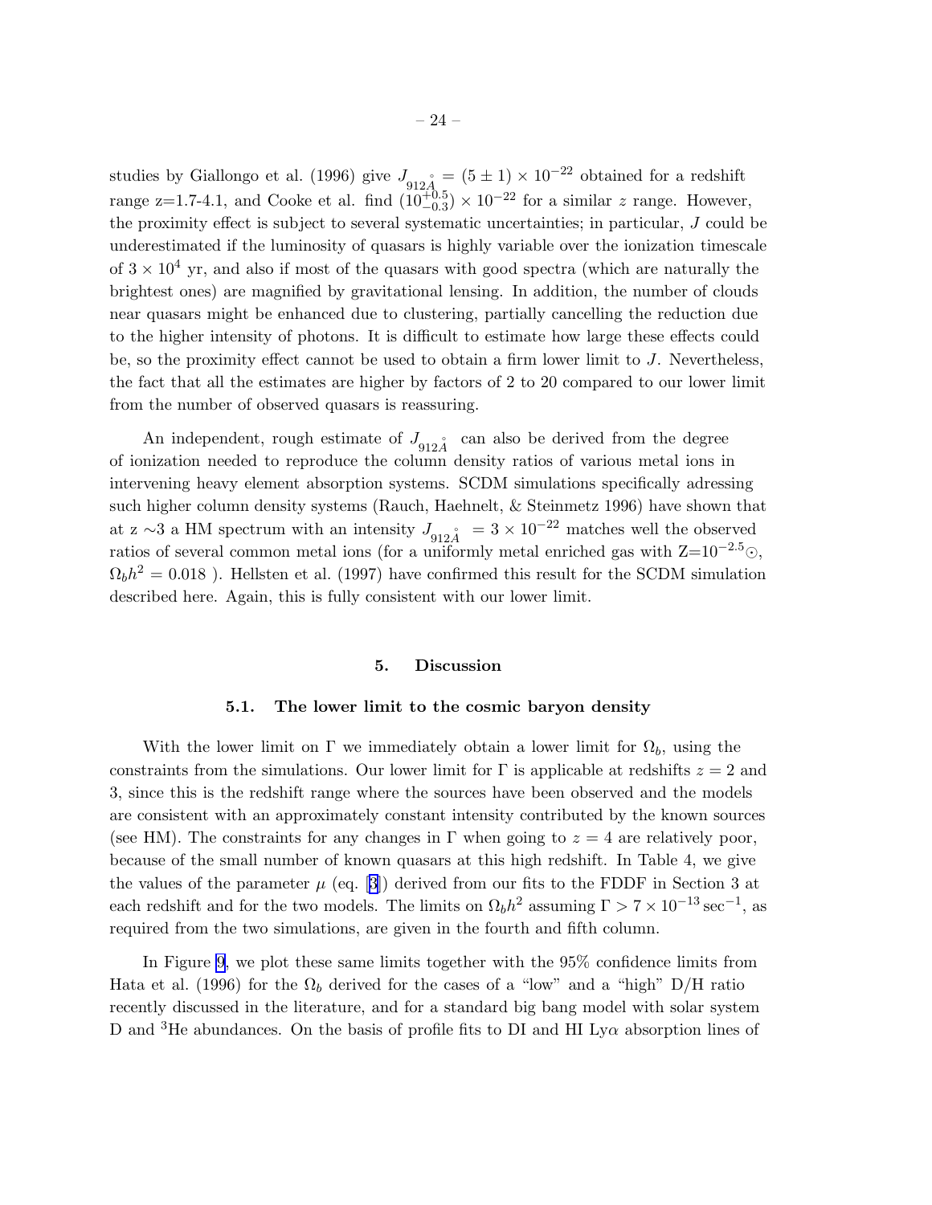studies by Giallongo et al. (1996) give $J_{912\mathring{A}} = (5 \pm 1) \times 10^{-22}$ obtained for a redshift range z=1.7-4.1, and Cooke et al. find $(10^{+0.5}_{-0.3}) \times 10^{-22}$ for a similar $z$ range. However, the proximity effect is subject to several systematic uncertainties; in particular, $J$ could be underestimated if the luminosity of quasars is highly variable over the ionization timescale of $3 \times 10^4$ yr, and also if most of the quasars with good spectra (which are naturally the brightest ones) are magnified by gravitational lensing. In addition, the number of clouds near quasars might be enhanced due to clustering, partially cancelling the reduction due to the higher intensity of photons. It is difficult to estimate how large these effects could be, so the proximity effect cannot be used to obtain a firm lower limit to $J$. Nevertheless, the fact that all the estimates are higher by factors of 2 to 20 compared to our lower limit from the number of observed quasars is reassuring.

An independent, rough estimate of $J_{912\mathring{A}}$ can also be derived from the degree of ionization needed to reproduce the column density ratios of various metal ions in intervening heavy element absorption systems. SCDM simulations specifically adressing such higher column density systems (Rauch, Haehnelt, & Steinmetz 1996) have shown that at z $\sim$3 a HM spectrum with an intensity $J_{912\mathring{A}} = 3 \times 10^{-22}$ matches well the observed ratios of several common metal ions (for a uniformly metal enriched gas with Z=$10^{-2.5}\odot$, $\Omega_b h^2 = 0.018$ ). Hellsten et al. (1997) have confirmed this result for the SCDM simulation described here. Again, this is fully consistent with our lower limit.

## 5. Discussion

### 5.1. The lower limit to the cosmic baryon density

With the lower limit on $\Gamma$ we immediately obtain a lower limit for $\Omega_b$, using the constraints from the simulations. Our lower limit for $\Gamma$ is applicable at redshifts $z = 2$ and 3, since this is the redshift range where the sources have been observed and the models are consistent with an approximately constant intensity contributed by the known sources (see HM). The constraints for any changes in $\Gamma$ when going to $z = 4$ are relatively poor, because of the small number of known quasars at this high redshift. In Table 4, we give the values of the parameter $\mu$ (eq. [3]) derived from our fits to the FDDF in Section 3 at each redshift and for the two models. The limits on $\Omega_b h^2$ assuming $\Gamma > 7 \times 10^{-13}\,\mathrm{sec}^{-1}$, as required from the two simulations, are given in the fourth and fifth column.

In Figure 9, we plot these same limits together with the 95% confidence limits from Hata et al. (1996) for the $\Omega_b$ derived for the cases of a "low" and a "high" D/H ratio recently discussed in the literature, and for a standard big bang model with solar system D and $^3$He abundances. On the basis of profile fits to DI and HI Ly$\alpha$ absorption lines of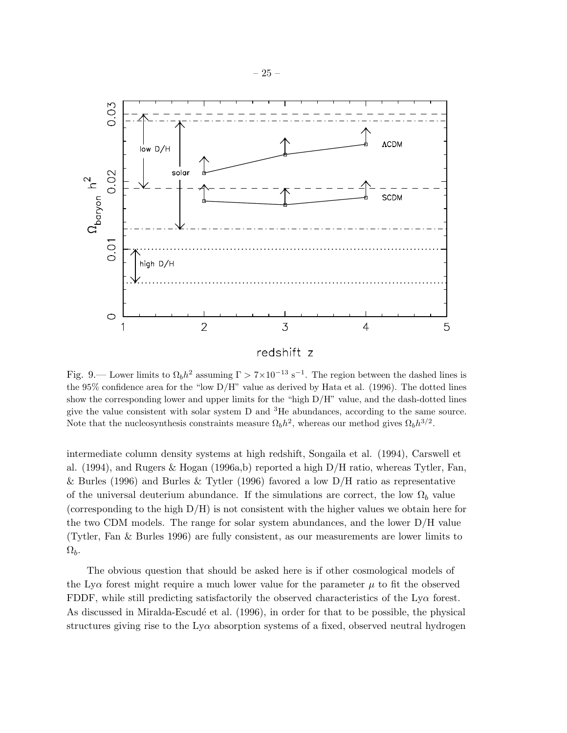Fig. 9.— Lower limits to $\Omega_b h^2$ assuming $\Gamma > 7\times10^{-13}$ s$^{-1}$. The region between the dashed lines is the 95% confidence area for the "low D/H" value as derived by Hata et al. (1996). The dotted lines show the corresponding lower and upper limits for the "high D/H" value, and the dash-dotted lines give the value consistent with solar system D and $^3$He abundances, according to the same source. Note that the nucleosynthesis constraints measure $\Omega_b h^2$, whereas our method gives $\Omega_b h^{3/2}$.

intermediate column density systems at high redshift, Songaila et al. (1994), Carswell et al. (1994), and Rugers & Hogan (1996a,b) reported a high D/H ratio, whereas Tytler, Fan, & Burles (1996) and Burles & Tytler (1996) favored a low D/H ratio as representative of the universal deuterium abundance. If the simulations are correct, the low $\Omega_b$ value (corresponding to the high D/H) is not consistent with the higher values we obtain here for the two CDM models. The range for solar system abundances, and the lower D/H value (Tytler, Fan & Burles 1996) are fully consistent, as our measurements are lower limits to $\Omega_b$.

The obvious question that should be asked here is if other cosmological models of the Ly$\alpha$ forest might require a much lower value for the parameter $\mu$ to fit the observed FDDF, while still predicting satisfactorily the observed characteristics of the Ly$\alpha$ forest. As discussed in Miralda-Escudé et al. (1996), in order for that to be possible, the physical structures giving rise to the Ly$\alpha$ absorption systems of a fixed, observed neutral hydrogen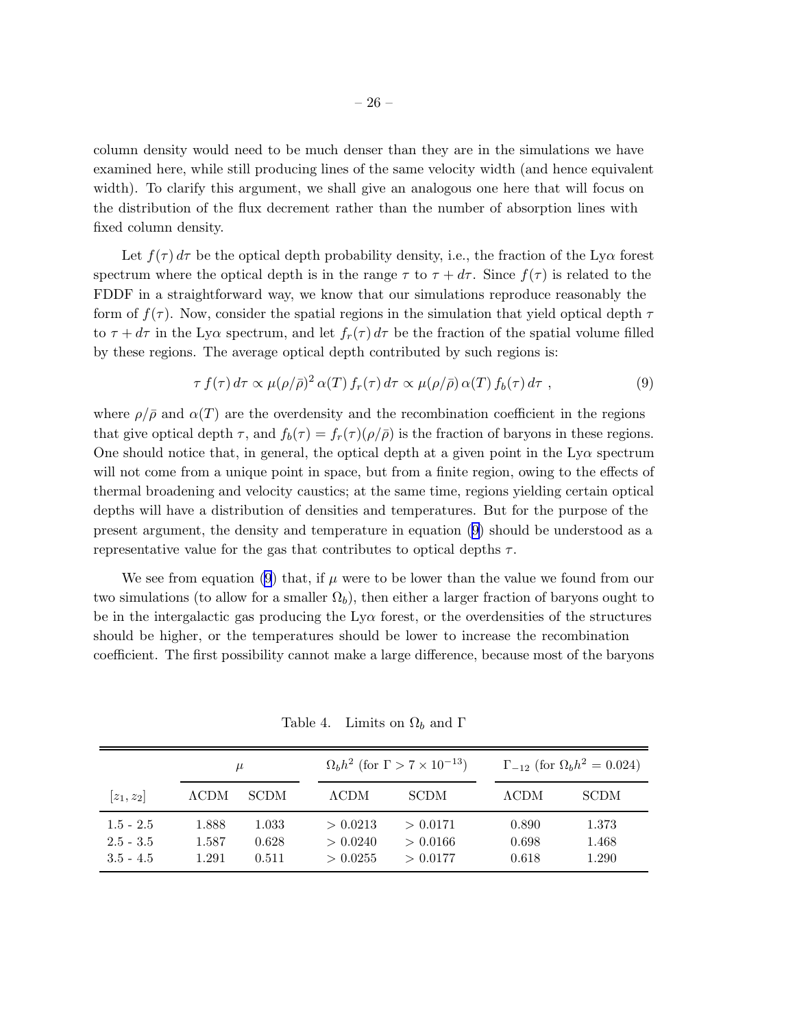column density would need to be much denser than they are in the simulations we have examined here, while still producing lines of the same velocity width (and hence equivalent width). To clarify this argument, we shall give an analogous one here that will focus on the distribution of the flux decrement rather than the number of absorption lines with fixed column density.

Let $f(\tau)\, d\tau$ be the optical depth probability density, i.e., the fraction of the Ly$\alpha$ forest spectrum where the optical depth is in the range $\tau$ to $\tau + d\tau$. Since $f(\tau)$ is related to the FDDF in a straightforward way, we know that our simulations reproduce reasonably the form of $f(\tau)$. Now, consider the spatial regions in the simulation that yield optical depth $\tau$ to $\tau + d\tau$ in the Ly$\alpha$ spectrum, and let $f_r(\tau)\, d\tau$ be the fraction of the spatial volume filled by these regions. The average optical depth contributed by such regions is:

$$\tau\, f(\tau)\, d\tau \propto \mu(\rho/\bar{\rho})^2\, \alpha(T)\, f_r(\tau)\, d\tau \propto \mu(\rho/\bar{\rho})\, \alpha(T)\, f_b(\tau)\, d\tau \ , \tag{9}$$

where $\rho/\bar{\rho}$ and $\alpha(T)$ are the overdensity and the recombination coefficient in the regions that give optical depth $\tau$, and $f_b(\tau) = f_r(\tau)(\rho/\bar{\rho})$ is the fraction of baryons in these regions. One should notice that, in general, the optical depth at a given point in the Ly$\alpha$ spectrum will not come from a unique point in space, but from a finite region, owing to the effects of thermal broadening and velocity caustics; at the same time, regions yielding certain optical depths will have a distribution of densities and temperatures. But for the purpose of the present argument, the density and temperature in equation (9) should be understood as a representative value for the gas that contributes to optical depths $\tau$.

We see from equation (9) that, if $\mu$ were to be lower than the value we found from our two simulations (to allow for a smaller $\Omega_b$), then either a larger fraction of baryons ought to be in the intergalactic gas producing the Ly$\alpha$ forest, or the overdensities of the structures should be higher, or the temperatures should be lower to increase the recombination coefficient. The first possibility cannot make a large difference, because most of the baryons

Table 4. Limits on $\Omega_b$ and $\Gamma$

| | $\mu$ | | $\Omega_b h^2$ (for $\Gamma > 7 \times 10^{-13}$) | | $\Gamma_{-12}$ (for $\Omega_b h^2 = 0.024$) | |
|---|---|---|---|---|---|---|
| $[z_1, z_2]$ | ΛCDM | SCDM | ΛCDM | SCDM | ΛCDM | SCDM |
| 1.5 - 2.5 | 1.888 | 1.033 | $> 0.0213$ | $> 0.0171$ | 0.890 | 1.373 |
| 2.5 - 3.5 | 1.587 | 0.628 | $> 0.0240$ | $> 0.0166$ | 0.698 | 1.468 |
| 3.5 - 4.5 | 1.291 | 0.511 | $> 0.0255$ | $> 0.0177$ | 0.618 | 1.290 |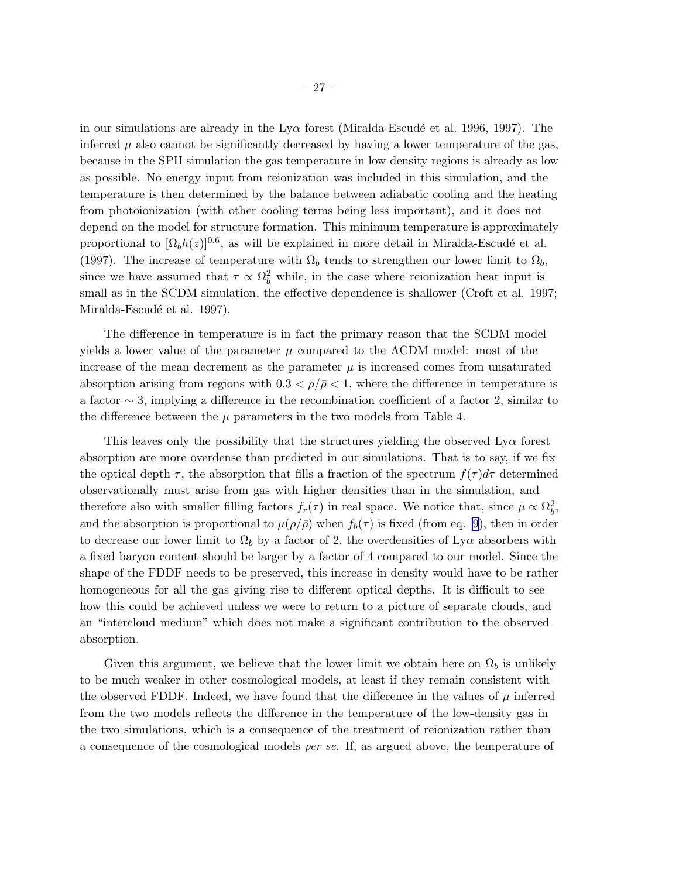in our simulations are already in the Ly$\alpha$ forest (Miralda-Escudé et al. 1996, 1997). The inferred $\mu$ also cannot be significantly decreased by having a lower temperature of the gas, because in the SPH simulation the gas temperature in low density regions is already as low as possible. No energy input from reionization was included in this simulation, and the temperature is then determined by the balance between adiabatic cooling and the heating from photoionization (with other cooling terms being less important), and it does not depend on the model for structure formation. This minimum temperature is approximately proportional to $[\Omega_b h(z)]^{0.6}$, as will be explained in more detail in Miralda-Escudé et al. (1997). The increase of temperature with $\Omega_b$ tends to strengthen our lower limit to $\Omega_b$, since we have assumed that $\tau \propto \Omega_b^2$ while, in the case where reionization heat input is small as in the SCDM simulation, the effective dependence is shallower (Croft et al. 1997; Miralda-Escudé et al. 1997).

The difference in temperature is in fact the primary reason that the SCDM model yields a lower value of the parameter $\mu$ compared to the $\Lambda$CDM model: most of the increase of the mean decrement as the parameter $\mu$ is increased comes from unsaturated absorption arising from regions with $0.3 < \rho/\bar{\rho} < 1$, where the difference in temperature is a factor $\sim 3$, implying a difference in the recombination coefficient of a factor 2, similar to the difference between the $\mu$ parameters in the two models from Table 4.

This leaves only the possibility that the structures yielding the observed Ly$\alpha$ forest absorption are more overdense than predicted in our simulations. That is to say, if we fix the optical depth $\tau$, the absorption that fills a fraction of the spectrum $f(\tau)d\tau$ determined observationally must arise from gas with higher densities than in the simulation, and therefore also with smaller filling factors $f_r(\tau)$ in real space. We notice that, since $\mu \propto \Omega_b^2$, and the absorption is proportional to $\mu(\rho/\bar{\rho})$ when $f_b(\tau)$ is fixed (from eq. [9]), then in order to decrease our lower limit to $\Omega_b$ by a factor of 2, the overdensities of Ly$\alpha$ absorbers with a fixed baryon content should be larger by a factor of 4 compared to our model. Since the shape of the FDDF needs to be preserved, this increase in density would have to be rather homogeneous for all the gas giving rise to different optical depths. It is difficult to see how this could be achieved unless we were to return to a picture of separate clouds, and an "intercloud medium" which does not make a significant contribution to the observed absorption.

Given this argument, we believe that the lower limit we obtain here on $\Omega_b$ is unlikely to be much weaker in other cosmological models, at least if they remain consistent with the observed FDDF. Indeed, we have found that the difference in the values of $\mu$ inferred from the two models reflects the difference in the temperature of the low-density gas in the two simulations, which is a consequence of the treatment of reionization rather than a consequence of the cosmological models *per se*. If, as argued above, the temperature of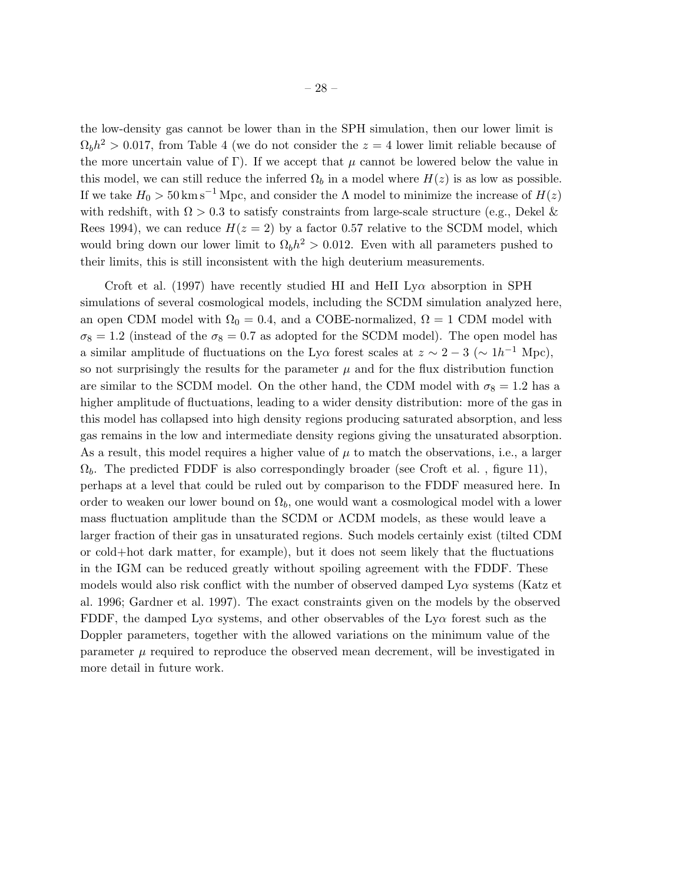the low-density gas cannot be lower than in the SPH simulation, then our lower limit is $\Omega_b h^2 > 0.017$, from Table 4 (we do not consider the $z = 4$ lower limit reliable because of the more uncertain value of $\Gamma$). If we accept that $\mu$ cannot be lowered below the value in this model, we can still reduce the inferred $\Omega_b$ in a model where $H(z)$ is as low as possible. If we take $H_0 > 50\,\mathrm{km\,s^{-1}\,Mpc}$, and consider the $\Lambda$ model to minimize the increase of $H(z)$ with redshift, with $\Omega > 0.3$ to satisfy constraints from large-scale structure (e.g., Dekel & Rees 1994), we can reduce $H(z = 2)$ by a factor 0.57 relative to the SCDM model, which would bring down our lower limit to $\Omega_b h^2 > 0.012$. Even with all parameters pushed to their limits, this is still inconsistent with the high deuterium measurements.

Croft et al. (1997) have recently studied HI and HeII Ly$\alpha$ absorption in SPH simulations of several cosmological models, including the SCDM simulation analyzed here, an open CDM model with $\Omega_0 = 0.4$, and a COBE-normalized, $\Omega = 1$ CDM model with $\sigma_8 = 1.2$ (instead of the $\sigma_8 = 0.7$ as adopted for the SCDM model). The open model has a similar amplitude of fluctuations on the Ly$\alpha$ forest scales at $z \sim 2 - 3$ ($\sim 1 h^{-1}$ Mpc), so not surprisingly the results for the parameter $\mu$ and for the flux distribution function are similar to the SCDM model. On the other hand, the CDM model with $\sigma_8 = 1.2$ has a higher amplitude of fluctuations, leading to a wider density distribution: more of the gas in this model has collapsed into high density regions producing saturated absorption, and less gas remains in the low and intermediate density regions giving the unsaturated absorption. As a result, this model requires a higher value of $\mu$ to match the observations, i.e., a larger $\Omega_b$. The predicted FDDF is also correspondingly broader (see Croft et al. , figure 11), perhaps at a level that could be ruled out by comparison to the FDDF measured here. In order to weaken our lower bound on $\Omega_b$, one would want a cosmological model with a lower mass fluctuation amplitude than the SCDM or $\Lambda$CDM models, as these would leave a larger fraction of their gas in unsaturated regions. Such models certainly exist (tilted CDM or cold+hot dark matter, for example), but it does not seem likely that the fluctuations in the IGM can be reduced greatly without spoiling agreement with the FDDF. These models would also risk conflict with the number of observed damped Ly$\alpha$ systems (Katz et al. 1996; Gardner et al. 1997). The exact constraints given on the models by the observed FDDF, the damped Ly$\alpha$ systems, and other observables of the Ly$\alpha$ forest such as the Doppler parameters, together with the allowed variations on the minimum value of the parameter $\mu$ required to reproduce the observed mean decrement, will be investigated in more detail in future work.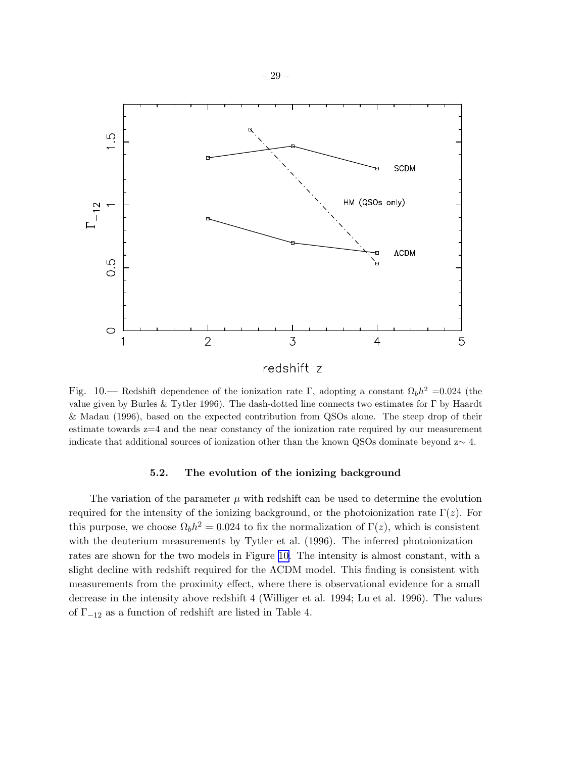Fig. 10.— Redshift dependence of the ionization rate Γ, adopting a constant $\Omega_b h^2$ =0.024 (the value given by Burles & Tytler 1996). The dash-dotted line connects two estimates for Γ by Haardt & Madau (1996), based on the expected contribution from QSOs alone. The steep drop of their estimate towards z=4 and the near constancy of the ionization rate required by our measurement indicate that additional sources of ionization other than the known QSOs dominate beyond z∼ 4.

### 5.2. The evolution of the ionizing background

The variation of the parameter $\mu$ with redshift can be used to determine the evolution required for the intensity of the ionizing background, or the photoionization rate $\Gamma(z)$. For this purpose, we choose $\Omega_b h^2 = 0.024$ to fix the normalization of $\Gamma(z)$, which is consistent with the deuterium measurements by Tytler et al. (1996). The inferred photoionization rates are shown for the two models in Figure 10. The intensity is almost constant, with a slight decline with redshift required for the ΛCDM model. This finding is consistent with measurements from the proximity effect, where there is observational evidence for a small decrease in the intensity above redshift 4 (Williger et al. 1994; Lu et al. 1996). The values of $\Gamma_{-12}$ as a function of redshift are listed in Table 4.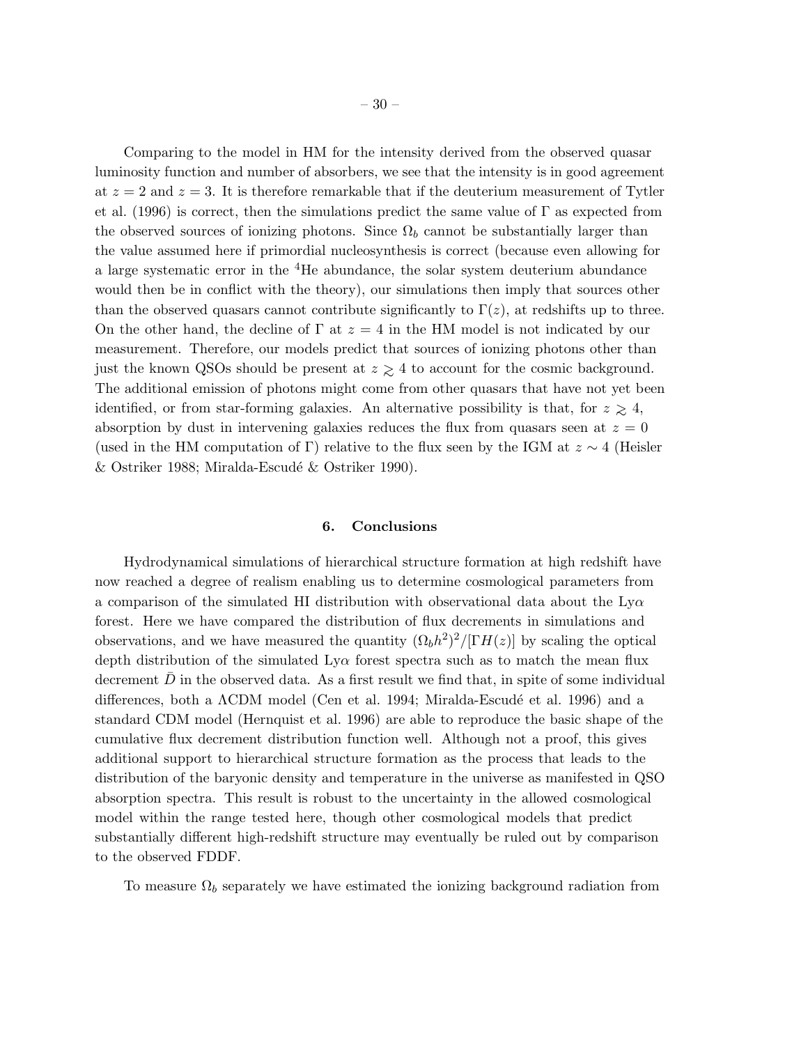Comparing to the model in HM for the intensity derived from the observed quasar luminosity function and number of absorbers, we see that the intensity is in good agreement at $z = 2$ and $z = 3$. It is therefore remarkable that if the deuterium measurement of Tytler et al. (1996) is correct, then the simulations predict the same value of $\Gamma$ as expected from the observed sources of ionizing photons. Since $\Omega_b$ cannot be substantially larger than the value assumed here if primordial nucleosynthesis is correct (because even allowing for a large systematic error in the $^4$He abundance, the solar system deuterium abundance would then be in conflict with the theory), our simulations then imply that sources other than the observed quasars cannot contribute significantly to $\Gamma(z)$, at redshifts up to three. On the other hand, the decline of $\Gamma$ at $z = 4$ in the HM model is not indicated by our measurement. Therefore, our models predict that sources of ionizing photons other than just the known QSOs should be present at $z \gtrsim 4$ to account for the cosmic background. The additional emission of photons might come from other quasars that have not yet been identified, or from star-forming galaxies. An alternative possibility is that, for $z \gtrsim 4$, absorption by dust in intervening galaxies reduces the flux from quasars seen at $z = 0$ (used in the HM computation of $\Gamma$) relative to the flux seen by the IGM at $z \sim 4$ (Heisler & Ostriker 1988; Miralda-Escudé & Ostriker 1990).

## 6. Conclusions

Hydrodynamical simulations of hierarchical structure formation at high redshift have now reached a degree of realism enabling us to determine cosmological parameters from a comparison of the simulated HI distribution with observational data about the Ly$\alpha$ forest. Here we have compared the distribution of flux decrements in simulations and observations, and we have measured the quantity $(\Omega_b h^2)^2/[\Gamma H(z)]$ by scaling the optical depth distribution of the simulated Ly$\alpha$ forest spectra such as to match the mean flux decrement $\bar{D}$ in the observed data. As a first result we find that, in spite of some individual differences, both a $\Lambda$CDM model (Cen et al. 1994; Miralda-Escudé et al. 1996) and a standard CDM model (Hernquist et al. 1996) are able to reproduce the basic shape of the cumulative flux decrement distribution function well. Although not a proof, this gives additional support to hierarchical structure formation as the process that leads to the distribution of the baryonic density and temperature in the universe as manifested in QSO absorption spectra. This result is robust to the uncertainty in the allowed cosmological model within the range tested here, though other cosmological models that predict substantially different high-redshift structure may eventually be ruled out by comparison to the observed FDDF.

To measure $\Omega_b$ separately we have estimated the ionizing background radiation from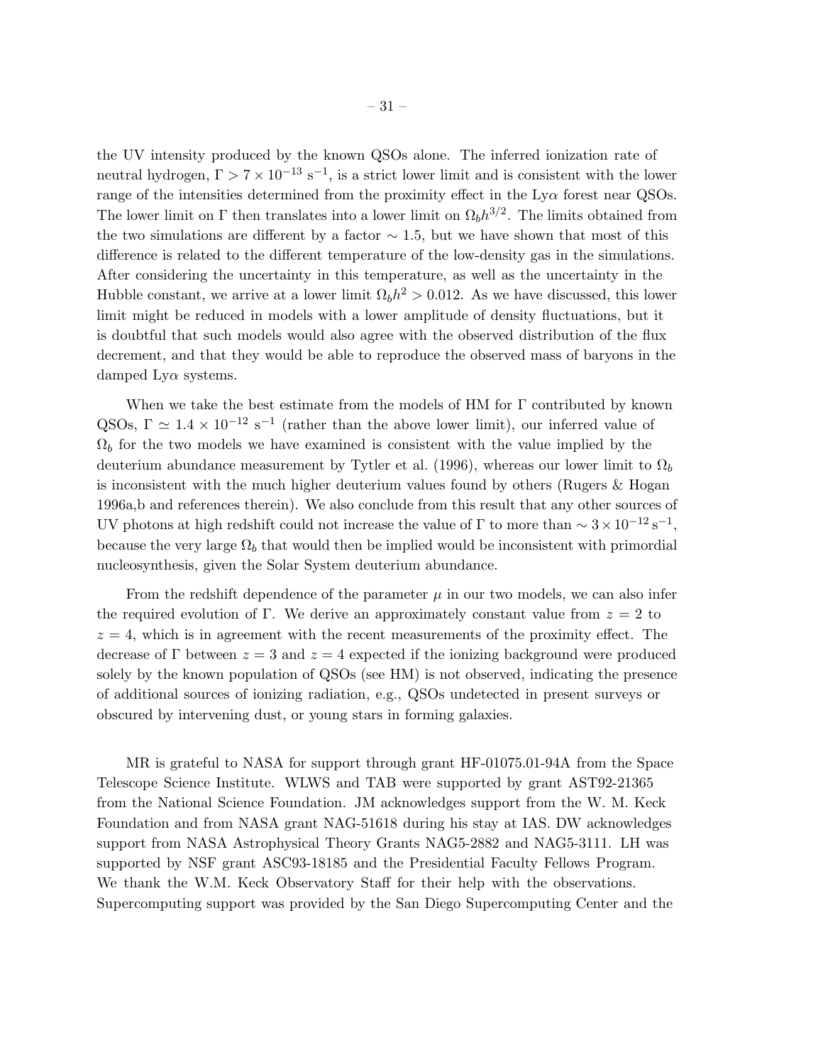the UV intensity produced by the known QSOs alone. The inferred ionization rate of neutral hydrogen, $\Gamma > 7 \times 10^{-13}$ s$^{-1}$, is a strict lower limit and is consistent with the lower range of the intensities determined from the proximity effect in the Ly$\alpha$ forest near QSOs. The lower limit on $\Gamma$ then translates into a lower limit on $\Omega_b h^{3/2}$. The limits obtained from the two simulations are different by a factor $\sim 1.5$, but we have shown that most of this difference is related to the different temperature of the low-density gas in the simulations. After considering the uncertainty in this temperature, as well as the uncertainty in the Hubble constant, we arrive at a lower limit $\Omega_b h^2 > 0.012$. As we have discussed, this lower limit might be reduced in models with a lower amplitude of density fluctuations, but it is doubtful that such models would also agree with the observed distribution of the flux decrement, and that they would be able to reproduce the observed mass of baryons in the damped Ly$\alpha$ systems.

When we take the best estimate from the models of HM for $\Gamma$ contributed by known QSOs, $\Gamma \simeq 1.4 \times 10^{-12}$ s$^{-1}$ (rather than the above lower limit), our inferred value of $\Omega_b$ for the two models we have examined is consistent with the value implied by the deuterium abundance measurement by Tytler et al. (1996), whereas our lower limit to $\Omega_b$ is inconsistent with the much higher deuterium values found by others (Rugers & Hogan 1996a,b and references therein). We also conclude from this result that any other sources of UV photons at high redshift could not increase the value of $\Gamma$ to more than $\sim 3 \times 10^{-12}\,\mathrm{s}^{-1}$, because the very large $\Omega_b$ that would then be implied would be inconsistent with primordial nucleosynthesis, given the Solar System deuterium abundance.

From the redshift dependence of the parameter $\mu$ in our two models, we can also infer the required evolution of $\Gamma$. We derive an approximately constant value from $z = 2$ to $z = 4$, which is in agreement with the recent measurements of the proximity effect. The decrease of $\Gamma$ between $z = 3$ and $z = 4$ expected if the ionizing background were produced solely by the known population of QSOs (see HM) is not observed, indicating the presence of additional sources of ionizing radiation, e.g., QSOs undetected in present surveys or obscured by intervening dust, or young stars in forming galaxies.

MR is grateful to NASA for support through grant HF-01075.01-94A from the Space Telescope Science Institute. WLWS and TAB were supported by grant AST92-21365 from the National Science Foundation. JM acknowledges support from the W. M. Keck Foundation and from NASA grant NAG-51618 during his stay at IAS. DW acknowledges support from NASA Astrophysical Theory Grants NAG5-2882 and NAG5-3111. LH was supported by NSF grant ASC93-18185 and the Presidential Faculty Fellows Program. We thank the W.M. Keck Observatory Staff for their help with the observations. Supercomputing support was provided by the San Diego Supercomputing Center and the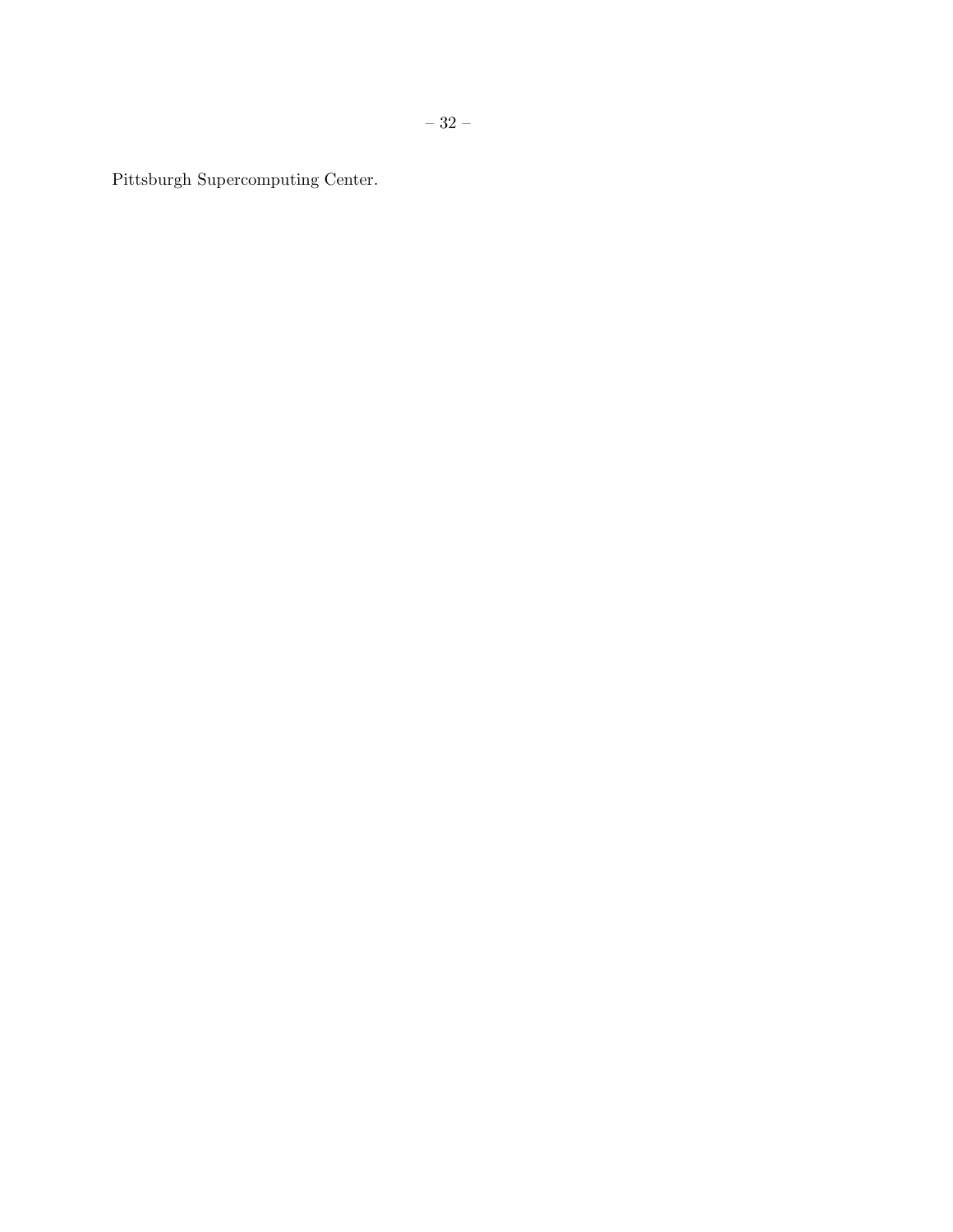Pittsburgh Supercomputing Center.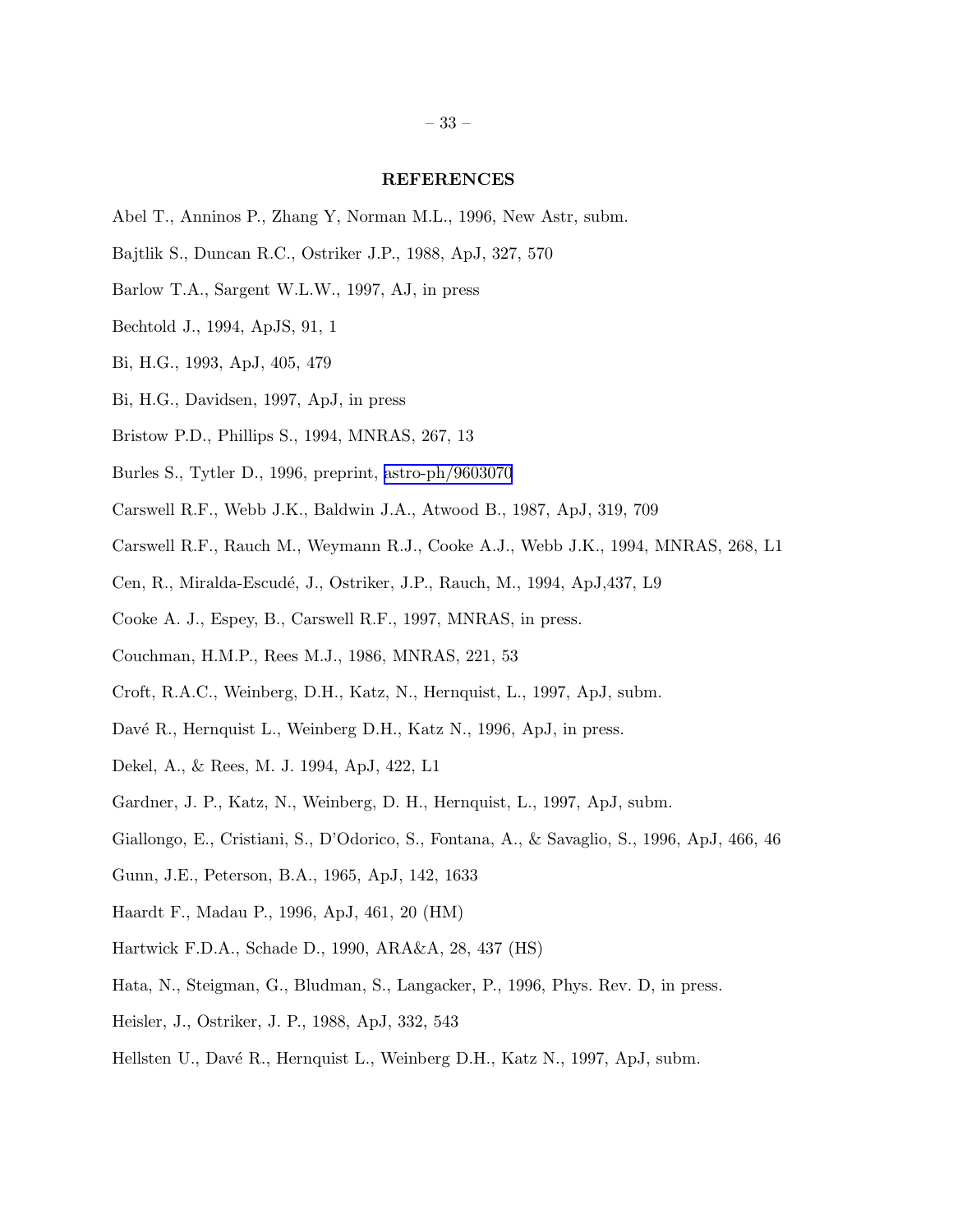## REFERENCES

Abel T., Anninos P., Zhang Y, Norman M.L., 1996, New Astr, subm.

Bajtlik S., Duncan R.C., Ostriker J.P., 1988, ApJ, 327, 570

Barlow T.A., Sargent W.L.W., 1997, AJ, in press

Bechtold J., 1994, ApJS, 91, 1

Bi, H.G., 1993, ApJ, 405, 479

Bi, H.G., Davidsen, 1997, ApJ, in press

Bristow P.D., Phillips S., 1994, MNRAS, 267, 13

Burles S., Tytler D., 1996, preprint, astro-ph/9603070

Carswell R.F., Webb J.K., Baldwin J.A., Atwood B., 1987, ApJ, 319, 709

Carswell R.F., Rauch M., Weymann R.J., Cooke A.J., Webb J.K., 1994, MNRAS, 268, L1

Cen, R., Miralda-Escudé, J., Ostriker, J.P., Rauch, M., 1994, ApJ,437, L9

Cooke A. J., Espey, B., Carswell R.F., 1997, MNRAS, in press.

Couchman, H.M.P., Rees M.J., 1986, MNRAS, 221, 53

Croft, R.A.C., Weinberg, D.H., Katz, N., Hernquist, L., 1997, ApJ, subm.

Davé R., Hernquist L., Weinberg D.H., Katz N., 1996, ApJ, in press.

Dekel, A., & Rees, M. J. 1994, ApJ, 422, L1

Gardner, J. P., Katz, N., Weinberg, D. H., Hernquist, L., 1997, ApJ, subm.

Giallongo, E., Cristiani, S., D'Odorico, S., Fontana, A., & Savaglio, S., 1996, ApJ, 466, 46

Gunn, J.E., Peterson, B.A., 1965, ApJ, 142, 1633

Haardt F., Madau P., 1996, ApJ, 461, 20 (HM)

Hartwick F.D.A., Schade D., 1990, ARA&A, 28, 437 (HS)

Hata, N., Steigman, G., Bludman, S., Langacker, P., 1996, Phys. Rev. D, in press.

Heisler, J., Ostriker, J. P., 1988, ApJ, 332, 543

Hellsten U., Davé R., Hernquist L., Weinberg D.H., Katz N., 1997, ApJ, subm.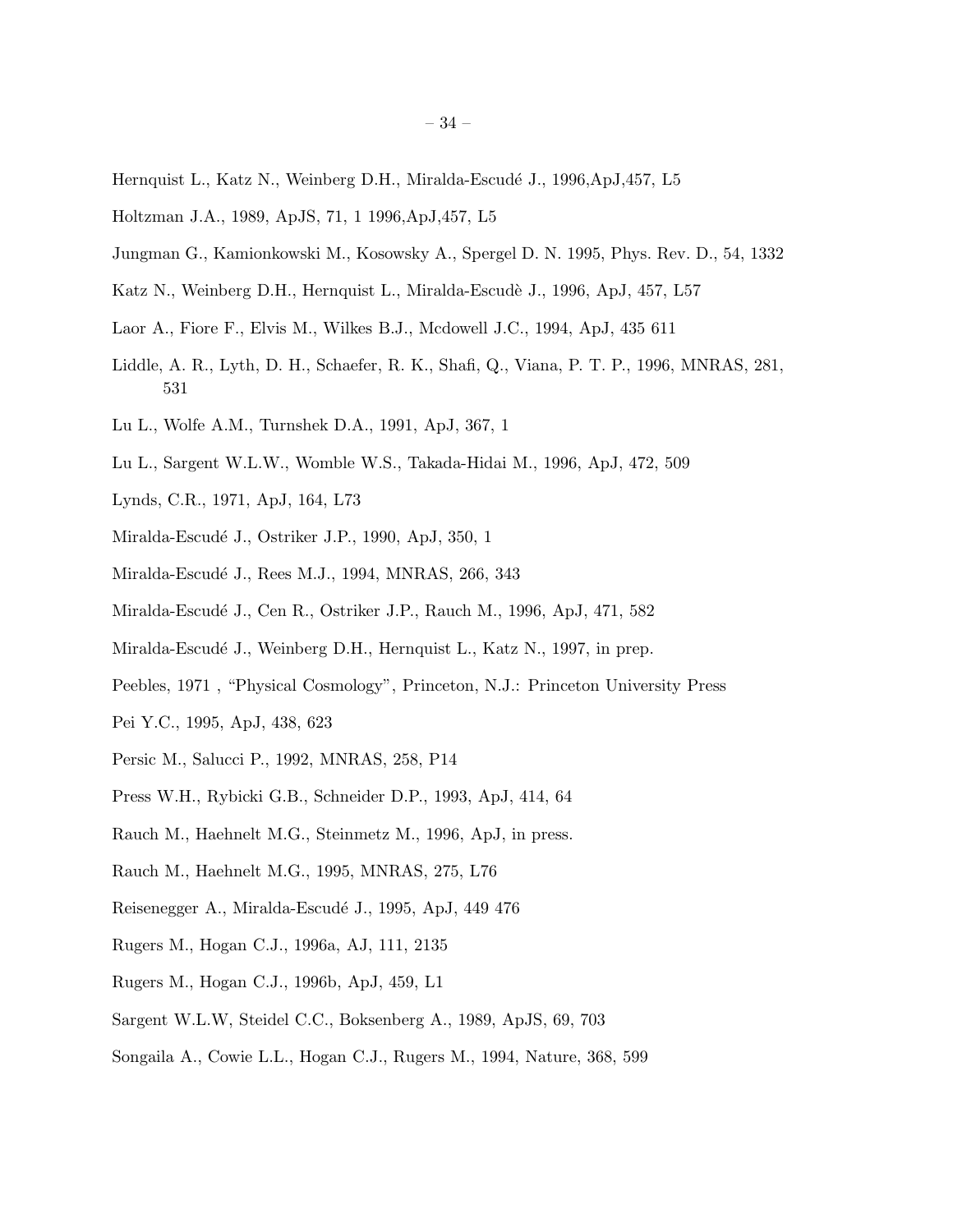Hernquist L., Katz N., Weinberg D.H., Miralda-Escudé J., 1996,ApJ,457, L5

Holtzman J.A., 1989, ApJS, 71, 1 1996,ApJ,457, L5

Jungman G., Kamionkowski M., Kosowsky A., Spergel D. N. 1995, Phys. Rev. D., 54, 1332

Katz N., Weinberg D.H., Hernquist L., Miralda-Escudè J., 1996, ApJ, 457, L57

Laor A., Fiore F., Elvis M., Wilkes B.J., Mcdowell J.C., 1994, ApJ, 435 611

Liddle, A. R., Lyth, D. H., Schaefer, R. K., Shafi, Q., Viana, P. T. P., 1996, MNRAS, 281, 531

Lu L., Wolfe A.M., Turnshek D.A., 1991, ApJ, 367, 1

Lu L., Sargent W.L.W., Womble W.S., Takada-Hidai M., 1996, ApJ, 472, 509

Lynds, C.R., 1971, ApJ, 164, L73

Miralda-Escudé J., Ostriker J.P., 1990, ApJ, 350, 1

Miralda-Escudé J., Rees M.J., 1994, MNRAS, 266, 343

Miralda-Escudé J., Cen R., Ostriker J.P., Rauch M., 1996, ApJ, 471, 582

Miralda-Escudé J., Weinberg D.H., Hernquist L., Katz N., 1997, in prep.

Peebles, 1971 , "Physical Cosmology", Princeton, N.J.: Princeton University Press

Pei Y.C., 1995, ApJ, 438, 623

Persic M., Salucci P., 1992, MNRAS, 258, P14

Press W.H., Rybicki G.B., Schneider D.P., 1993, ApJ, 414, 64

Rauch M., Haehnelt M.G., Steinmetz M., 1996, ApJ, in press.

Rauch M., Haehnelt M.G., 1995, MNRAS, 275, L76

Reisenegger A., Miralda-Escudé J., 1995, ApJ, 449 476

Rugers M., Hogan C.J., 1996a, AJ, 111, 2135

Rugers M., Hogan C.J., 1996b, ApJ, 459, L1

Sargent W.L.W, Steidel C.C., Boksenberg A., 1989, ApJS, 69, 703

Songaila A., Cowie L.L., Hogan C.J., Rugers M., 1994, Nature, 368, 599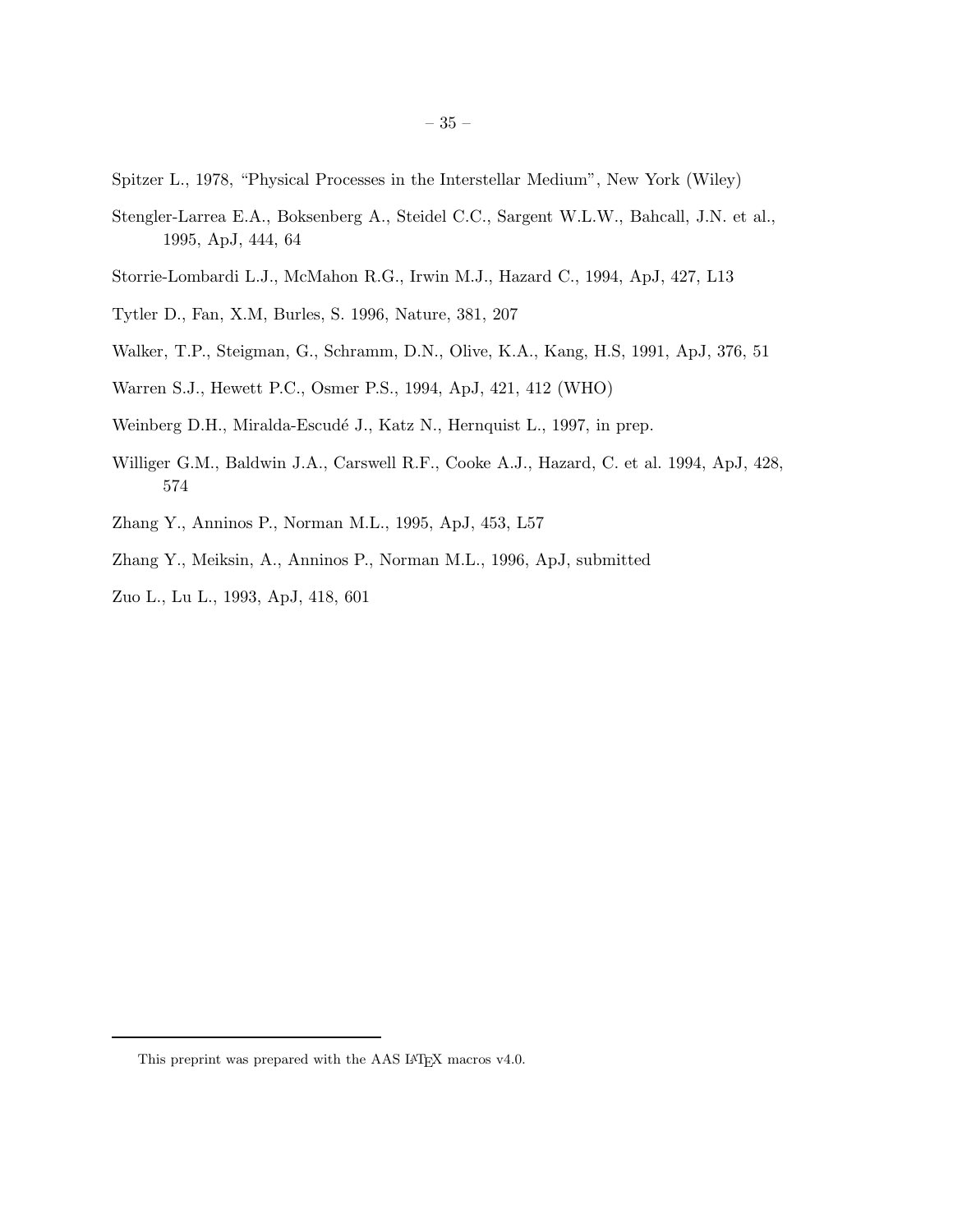Spitzer L., 1978, "Physical Processes in the Interstellar Medium", New York (Wiley)

Stengler-Larrea E.A., Boksenberg A., Steidel C.C., Sargent W.L.W., Bahcall, J.N. et al., 1995, ApJ, 444, 64

Storrie-Lombardi L.J., McMahon R.G., Irwin M.J., Hazard C., 1994, ApJ, 427, L13

Tytler D., Fan, X.M, Burles, S. 1996, Nature, 381, 207

Walker, T.P., Steigman, G., Schramm, D.N., Olive, K.A., Kang, H.S, 1991, ApJ, 376, 51

Warren S.J., Hewett P.C., Osmer P.S., 1994, ApJ, 421, 412 (WHO)

Weinberg D.H., Miralda-Escudé J., Katz N., Hernquist L., 1997, in prep.

Williger G.M., Baldwin J.A., Carswell R.F., Cooke A.J., Hazard, C. et al. 1994, ApJ, 428, 574

Zhang Y., Anninos P., Norman M.L., 1995, ApJ, 453, L57

Zhang Y., Meiksin, A., Anninos P., Norman M.L., 1996, ApJ, submitted

Zuo L., Lu L., 1993, ApJ, 418, 601

This preprint was prepared with the AAS LaTeX macros v4.0.